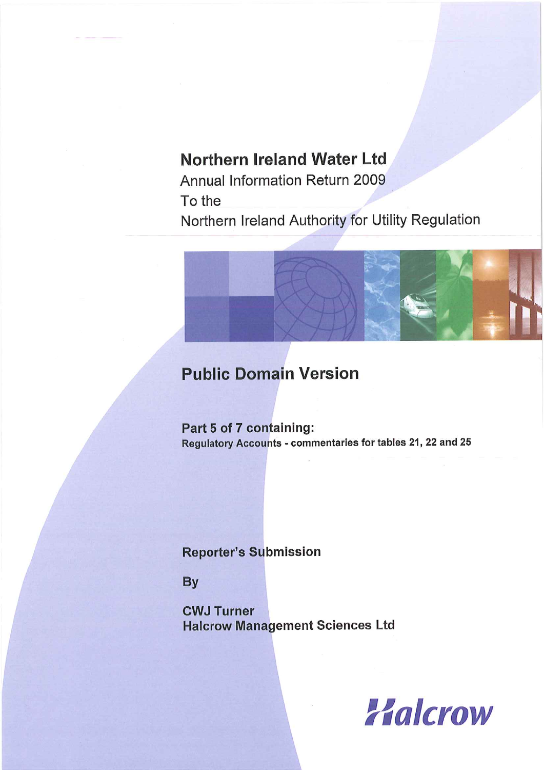# Northern Ireland Water Ltd

Annual Information Return 2009

To the

Northern Ireland Authority for Utility Regulation

## Public Domain Version

**Part 5 of 7 containing:**

**Regulatory Accounts - commentaries for tables 21, 22 and 25**

**Reporter's Submission**

**By**

**CWJ Turner**
**Halcrow Management Sciences Ltd**

Halcrow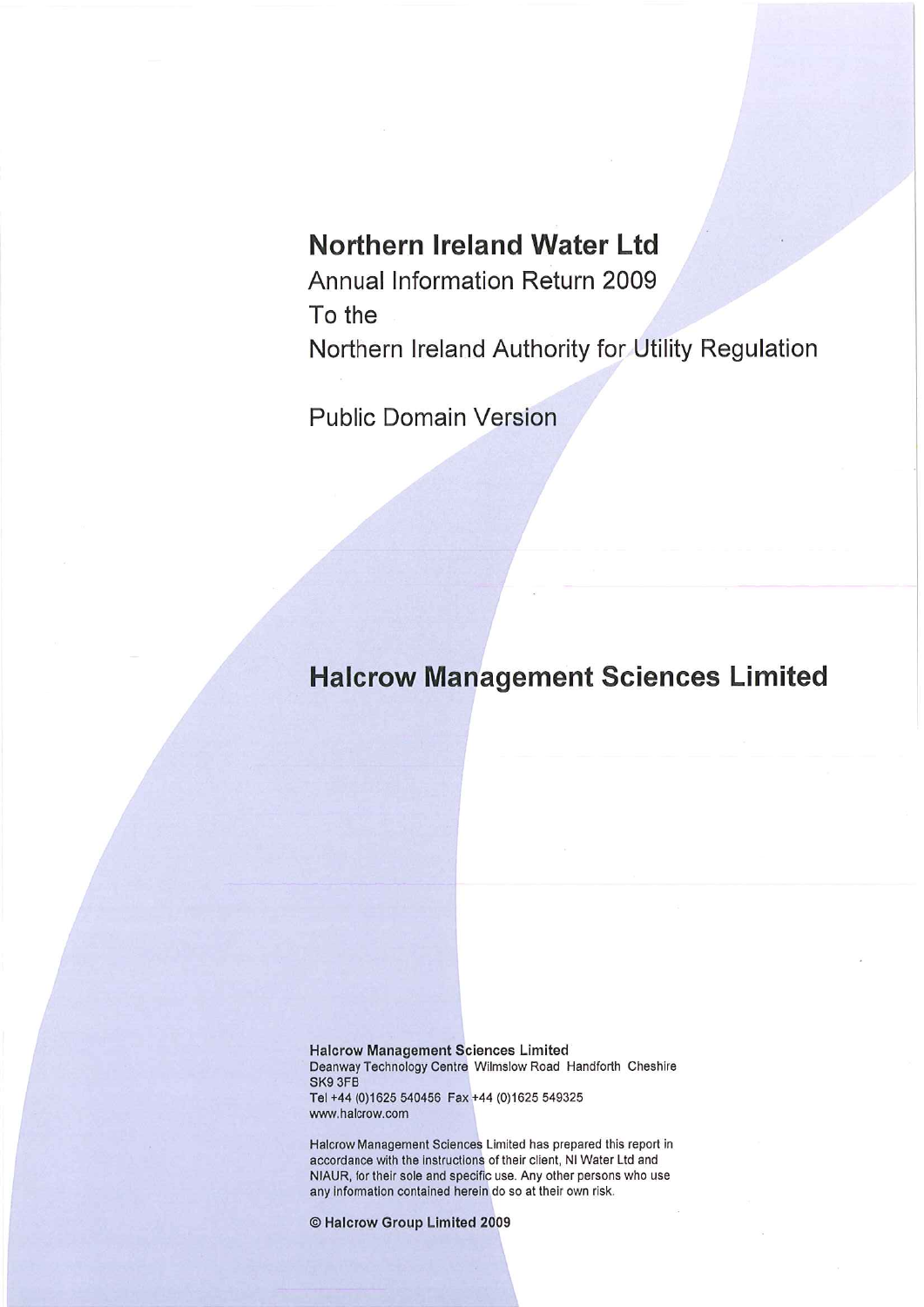# Northern Ireland Water Ltd

Annual Information Return 2009

To the

Northern Ireland Authority for Utility Regulation

Public Domain Version

# Halcrow Management Sciences Limited

**Halcrow Management Sciences Limited**
Deanway Technology Centre Wilmslow Road Handforth Cheshire
SK9 3FB
Tel +44 (0)1625 540456 Fax +44 (0)1625 549325
www.halcrow.com

Halcrow Management Sciences Limited has prepared this report in accordance with the instructions of their client, NI Water Ltd and NIAUR, for their sole and specific use. Any other persons who use any information contained herein do so at their own risk.

**© Halcrow Group Limited 2009**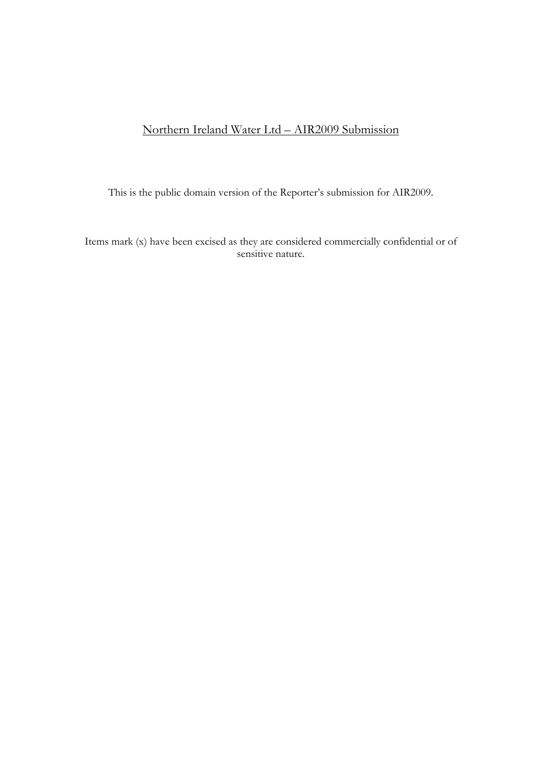Northern Ireland Water Ltd – AIR2009 Submission

This is the public domain version of the Reporter's submission for AIR2009.

Items mark (x) have been excised as they are considered commercially confidential or of sensitive nature.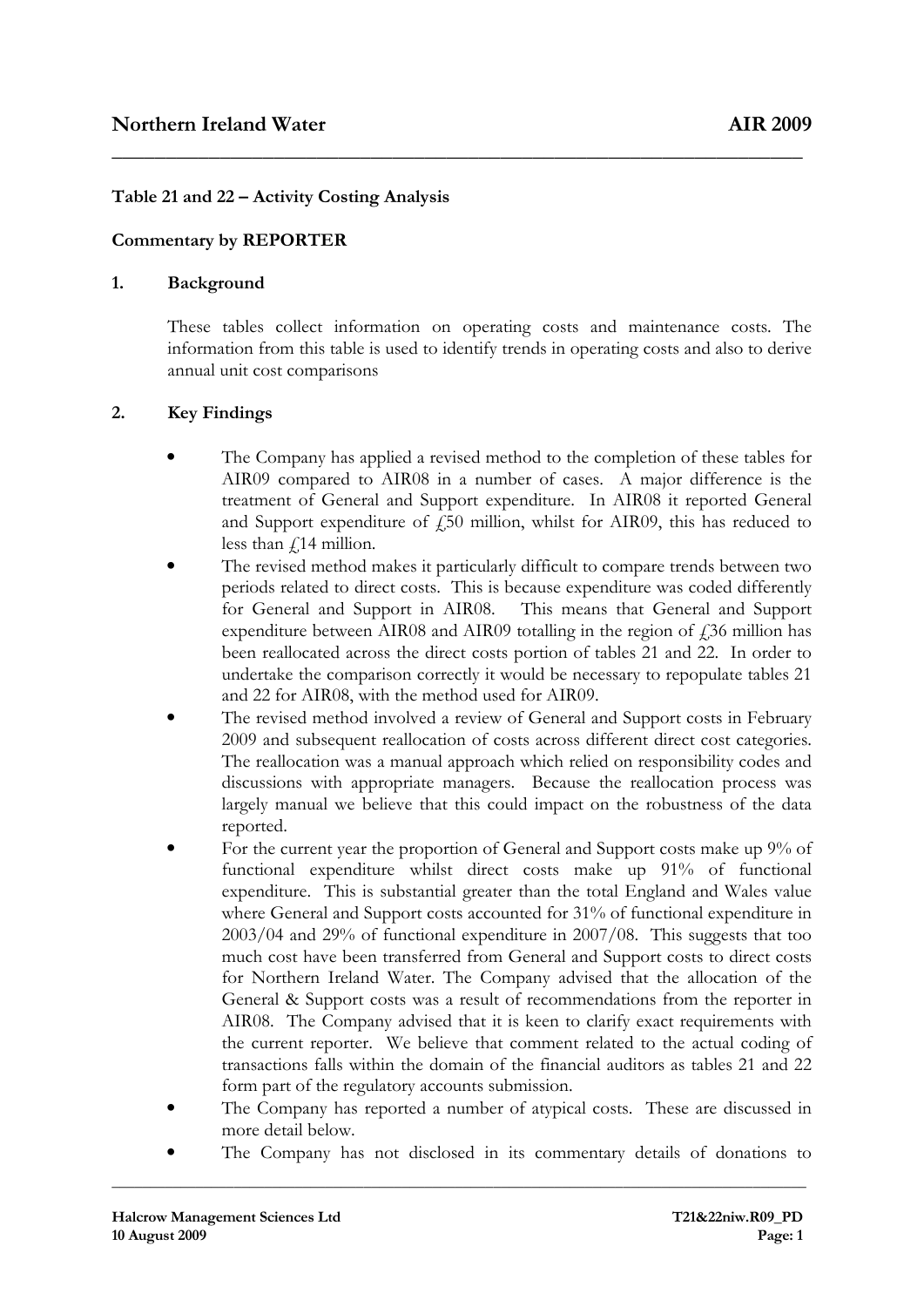## Table 21 and 22 – Activity Costing Analysis

**Commentary by REPORTER**

### 1. Background

These tables collect information on operating costs and maintenance costs. The information from this table is used to identify trends in operating costs and also to derive annual unit cost comparisons

### 2. Key Findings

- The Company has applied a revised method to the completion of these tables for AIR09 compared to AIR08 in a number of cases. A major difference is the treatment of General and Support expenditure. In AIR08 it reported General and Support expenditure of £50 million, whilst for AIR09, this has reduced to less than £14 million.
- The revised method makes it particularly difficult to compare trends between two periods related to direct costs. This is because expenditure was coded differently for General and Support in AIR08. This means that General and Support expenditure between AIR08 and AIR09 totalling in the region of £36 million has been reallocated across the direct costs portion of tables 21 and 22. In order to undertake the comparison correctly it would be necessary to repopulate tables 21 and 22 for AIR08, with the method used for AIR09.
- The revised method involved a review of General and Support costs in February 2009 and subsequent reallocation of costs across different direct cost categories. The reallocation was a manual approach which relied on responsibility codes and discussions with appropriate managers. Because the reallocation process was largely manual we believe that this could impact on the robustness of the data reported.
- For the current year the proportion of General and Support costs make up 9% of functional expenditure whilst direct costs make up 91% of functional expenditure. This is substantial greater than the total England and Wales value where General and Support costs accounted for 31% of functional expenditure in 2003/04 and 29% of functional expenditure in 2007/08. This suggests that too much cost have been transferred from General and Support costs to direct costs for Northern Ireland Water. The Company advised that the allocation of the General & Support costs was a result of recommendations from the reporter in AIR08. The Company advised that it is keen to clarify exact requirements with the current reporter. We believe that comment related to the actual coding of transactions falls within the domain of the financial auditors as tables 21 and 22 form part of the regulatory accounts submission.
- The Company has reported a number of atypical costs. These are discussed in more detail below.
- The Company has not disclosed in its commentary details of donations to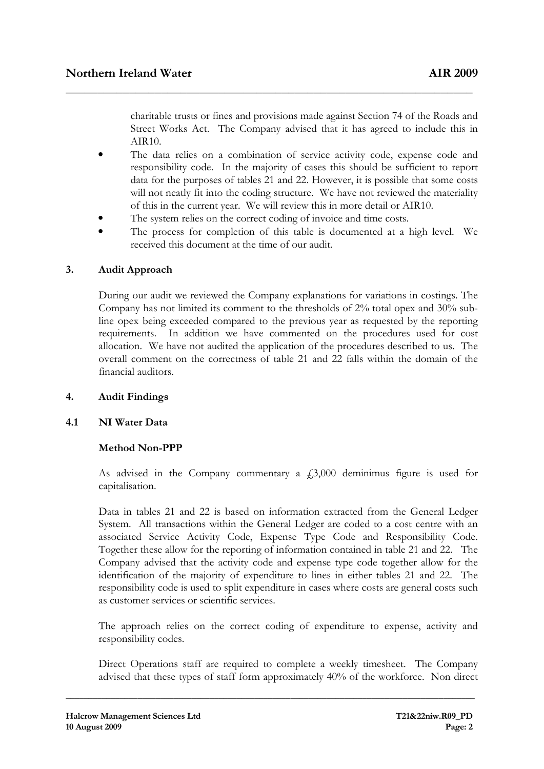charitable trusts or fines and provisions made against Section 74 of the Roads and Street Works Act. The Company advised that it has agreed to include this in AIR10.

- The data relies on a combination of service activity code, expense code and responsibility code. In the majority of cases this should be sufficient to report data for the purposes of tables 21 and 22. However, it is possible that some costs will not neatly fit into the coding structure. We have not reviewed the materiality of this in the current year. We will review this in more detail or AIR10.
- The system relies on the correct coding of invoice and time costs.
- The process for completion of this table is documented at a high level. We received this document at the time of our audit.

## 3. Audit Approach

During our audit we reviewed the Company explanations for variations in costings. The Company has not limited its comment to the thresholds of 2% total opex and 30% sub-line opex being exceeded compared to the previous year as requested by the reporting requirements. In addition we have commented on the procedures used for cost allocation. We have not audited the application of the procedures described to us. The overall comment on the correctness of table 21 and 22 falls within the domain of the financial auditors.

## 4. Audit Findings

### 4.1 NI Water Data

**Method Non-PPP**

As advised in the Company commentary a £3,000 deminimus figure is used for capitalisation.

Data in tables 21 and 22 is based on information extracted from the General Ledger System. All transactions within the General Ledger are coded to a cost centre with an associated Service Activity Code, Expense Type Code and Responsibility Code. Together these allow for the reporting of information contained in table 21 and 22. The Company advised that the activity code and expense type code together allow for the identification of the majority of expenditure to lines in either tables 21 and 22. The responsibility code is used to split expenditure in cases where costs are general costs such as customer services or scientific services.

The approach relies on the correct coding of expenditure to expense, activity and responsibility codes.

Direct Operations staff are required to complete a weekly timesheet. The Company advised that these types of staff form approximately 40% of the workforce. Non direct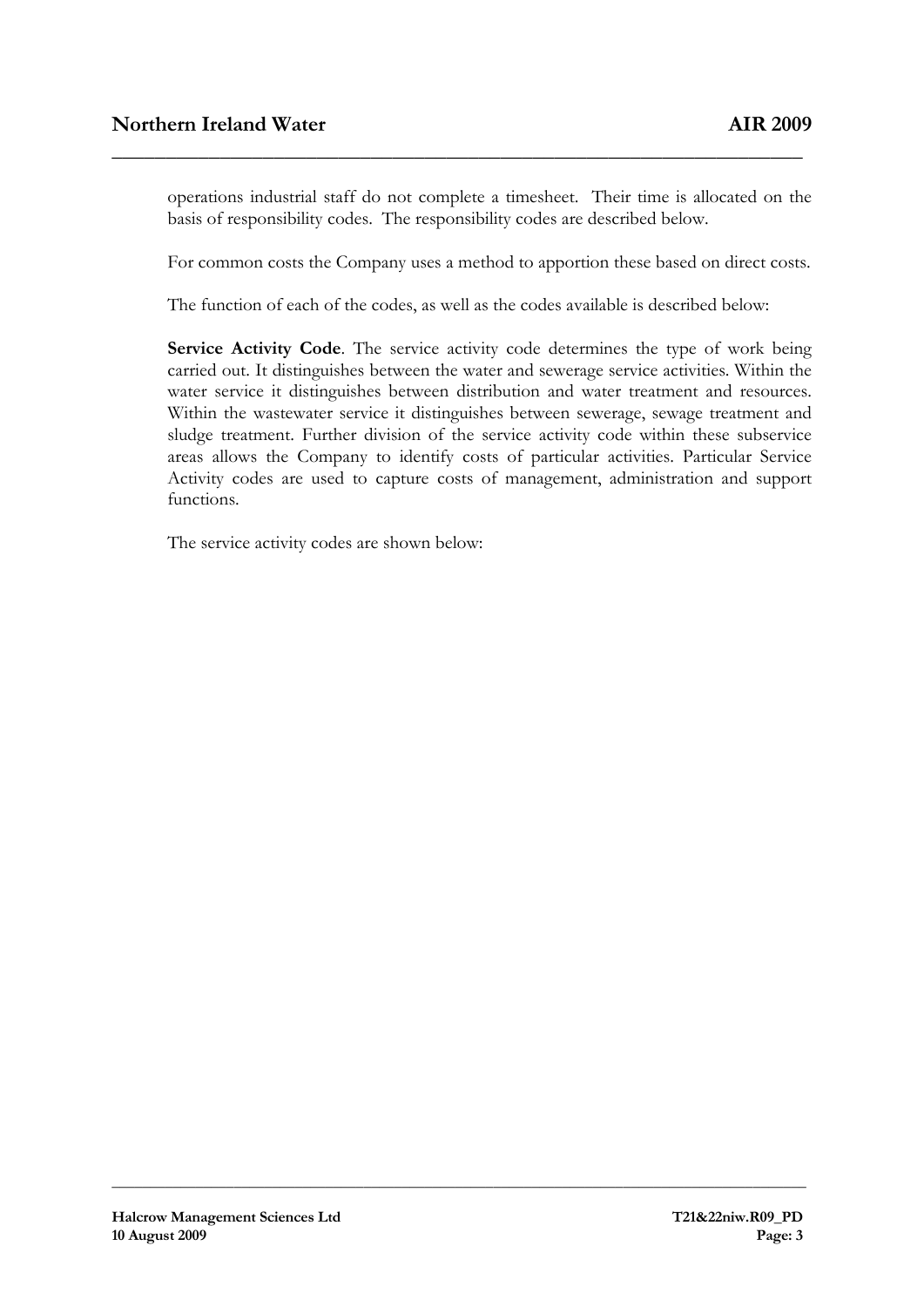operations industrial staff do not complete a timesheet. Their time is allocated on the basis of responsibility codes. The responsibility codes are described below.

For common costs the Company uses a method to apportion these based on direct costs.

The function of each of the codes, as well as the codes available is described below:

**Service Activity Code**. The service activity code determines the type of work being carried out. It distinguishes between the water and sewerage service activities. Within the water service it distinguishes between distribution and water treatment and resources. Within the wastewater service it distinguishes between sewerage, sewage treatment and sludge treatment. Further division of the service activity code within these subservice areas allows the Company to identify costs of particular activities. Particular Service Activity codes are used to capture costs of management, administration and support functions.

The service activity codes are shown below: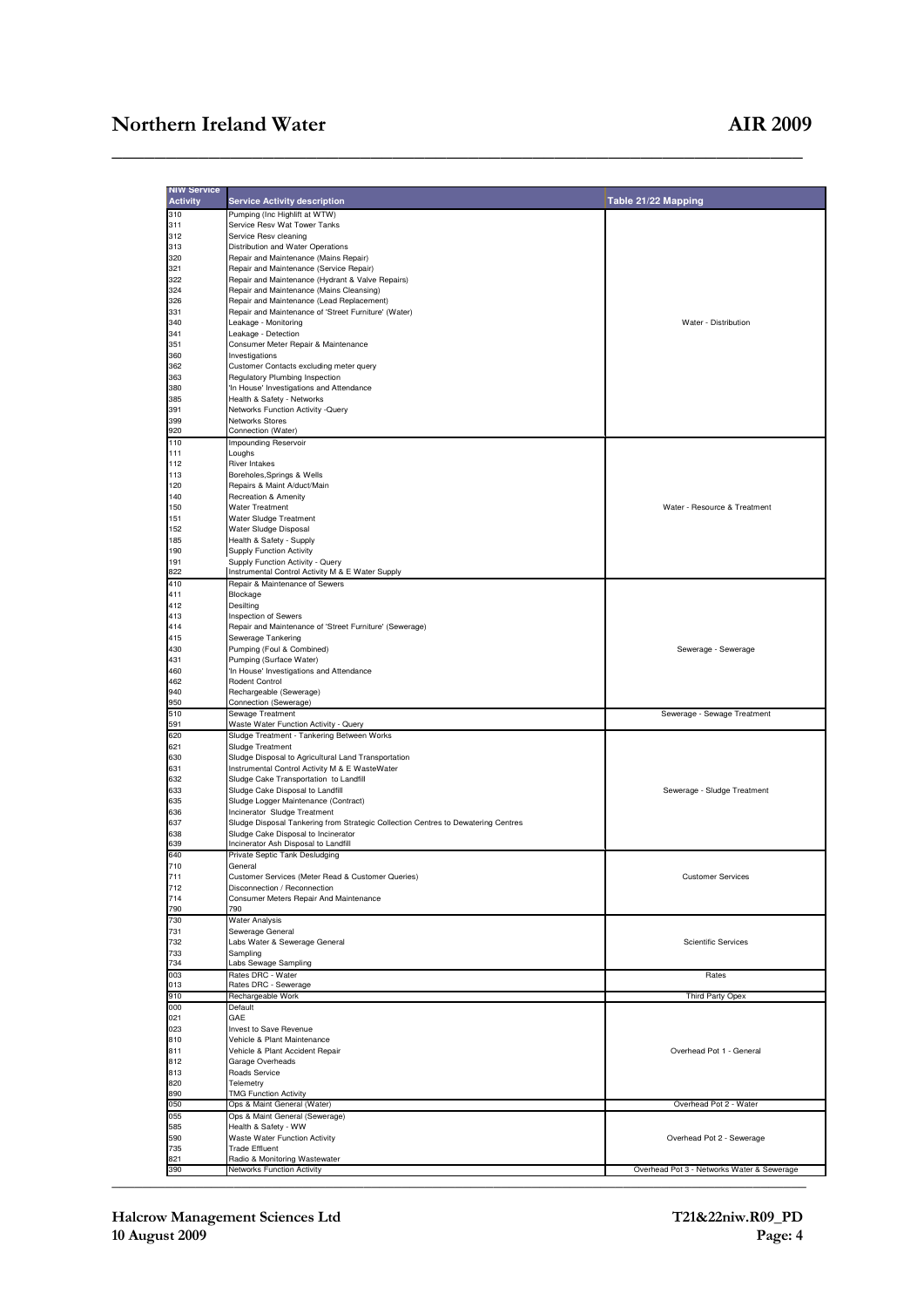| NIW Service Activity | Service Activity description | Table 21/22 Mapping |
|---|---|---|
| 310 | Pumping (Inc Highlift at WTW) | Water - Distribution |
| 311 | Service Resv Wat Tower Tanks | |
| 312 | Service Resv cleaning | |
| 313 | Distribution and Water Operations | |
| 320 | Repair and Maintenance (Mains Repair) | |
| 321 | Repair and Maintenance (Service Repair) | |
| 322 | Repair and Maintenance (Hydrant & Valve Repairs) | |
| 324 | Repair and Maintenance (Mains Cleansing) | |
| 326 | Repair and Maintenance (Lead Replacement) | |
| 331 | Repair and Maintenance of 'Street Furniture' (Water) | |
| 340 | Leakage - Monitoring | |
| 341 | Leakage - Detection | |
| 351 | Consumer Meter Repair & Maintenance | |
| 360 | Investigations | |
| 362 | Customer Contacts excluding meter query | |
| 363 | Regulatory Plumbing Inspection | |
| 380 | 'In House' Investigations and Attendance | |
| 385 | Health & Safety - Networks | |
| 391 | Networks Function Activity -Query | |
| 399 | Networks Stores | |
| 920 | Connection (Water) | |
| 110 | Impounding Reservoir | Water - Resource & Treatment |
| 111 | Loughs | |
| 112 | River Intakes | |
| 113 | Boreholes,Springs & Wells | |
| 120 | Repairs & Maint A/duct/Main | |
| 140 | Recreation & Amenity | |
| 150 | Water Treatment | |
| 151 | Water Sludge Treatment | |
| 152 | Water Sludge Disposal | |
| 185 | Health & Safety - Supply | |
| 190 | Supply Function Activity | |
| 191 | Supply Function Activity - Query | |
| 822 | Instrumental Control Activity M & E Water Supply | |
| 410 | Repair & Maintenance of Sewers | Sewerage - Sewerage |
| 411 | Blockage | |
| 412 | Desilting | |
| 413 | Inspection of Sewers | |
| 414 | Repair and Maintenance of 'Street Furniture' (Sewerage) | |
| 415 | Sewerage Tankering | |
| 430 | Pumping (Foul & Combined) | |
| 431 | Pumping (Surface Water) | |
| 460 | 'In House' Investigations and Attendance | |
| 462 | Rodent Control | |
| 940 | Rechargeable (Sewerage) | |
| 950 | Connection (Sewerage) | |
| 510 | Sewage Treatment | Sewerage - Sewage Treatment |
| 591 | Waste Water Function Activity - Query | |
| 620 | Sludge Treatment - Tankering Between Works | Sewerage - Sludge Treatment |
| 621 | Sludge Treatment | |
| 630 | Sludge Disposal to Agricultural Land Transportation | |
| 631 | Instrumental Control Activity M & E WasteWater | |
| 632 | Sludge Cake Transportation to Landfill | |
| 633 | Sludge Cake Disposal to Landfill | |
| 635 | Sludge Logger Maintenance (Contract) | |
| 636 | Incinerator Sludge Treatment | |
| 637 | Sludge Disposal Tankering from Strategic Collection Centres to Dewatering Centres | |
| 638 | Sludge Cake Disposal to Incinerator | |
| 639 | Incinerator Ash Disposal to Landfill | |
| 640 | Private Septic Tank Desludging | Customer Services |
| 710 | General | |
| 711 | Customer Services (Meter Read & Customer Queries) | |
| 712 | Disconnection / Reconnection | |
| 714 | Consumer Meters Repair And Maintenance | |
| 790 | 790 | |
| 730 | Water Analysis | Scientific Services |
| 731 | Sewerage General | |
| 732 | Labs Water & Sewerage General | |
| 733 | Sampling | |
| 734 | Labs Sewage Sampling | |
| 003 | Rates DRC - Water | Rates |
| 013 | Rates DRC - Sewerage | |
| 910 | Rechargeable Work | Third Party Opex |
| 000 | Default | Overhead Pot 1 - General |
| 021 | GAE | |
| 023 | Invest to Save Revenue | |
| 810 | Vehicle & Plant Maintenance | |
| 811 | Vehicle & Plant Accident Repair | |
| 812 | Garage Overheads | |
| 813 | Roads Service | |
| 820 | Telemetry | |
| 890 | TMG Function Activity | |
| 050 | Ops & Maint General (Water) | Overhead Pot 2 - Water |
| 055 | Ops & Maint General (Sewerage) | Overhead Pot 2 - Sewerage |
| 585 | Health & Safety - WW | |
| 590 | Waste Water Function Activity | |
| 735 | Trade Effluent | |
| 821 | Radio & Monitoring Wastewater | |
| 390 | Networks Function Activity | Overhead Pot 3 - Networks Water & Sewerage |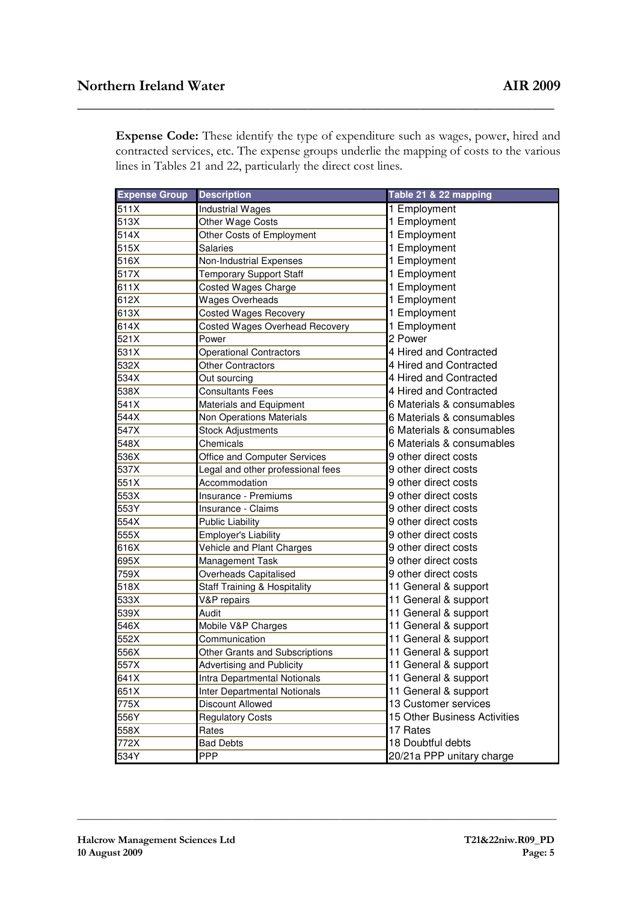**Expense Code:** These identify the type of expenditure such as wages, power, hired and contracted services, etc. The expense groups underlie the mapping of costs to the various lines in Tables 21 and 22, particularly the direct cost lines.

| Expense Group | Description | Table 21 & 22 mapping |
|---|---|---|
| 511X | Industrial Wages | 1 Employment |
| 513X | Other Wage Costs | 1 Employment |
| 514X | Other Costs of Employment | 1 Employment |
| 515X | Salaries | 1 Employment |
| 516X | Non-Industrial Expenses | 1 Employment |
| 517X | Temporary Support Staff | 1 Employment |
| 611X | Costed Wages Charge | 1 Employment |
| 612X | Wages Overheads | 1 Employment |
| 613X | Costed Wages Recovery | 1 Employment |
| 614X | Costed Wages Overhead Recovery | 1 Employment |
| 521X | Power | 2 Power |
| 531X | Operational Contractors | 4 Hired and Contracted |
| 532X | Other Contractors | 4 Hired and Contracted |
| 534X | Out sourcing | 4 Hired and Contracted |
| 538X | Consultants Fees | 4 Hired and Contracted |
| 541X | Materials and Equipment | 6 Materials & consumables |
| 544X | Non Operations Materials | 6 Materials & consumables |
| 547X | Stock Adjustments | 6 Materials & consumables |
| 548X | Chemicals | 6 Materials & consumables |
| 536X | Office and Computer Services | 9 other direct costs |
| 537X | Legal and other professional fees | 9 other direct costs |
| 551X | Accommodation | 9 other direct costs |
| 553X | Insurance - Premiums | 9 other direct costs |
| 553Y | Insurance - Claims | 9 other direct costs |
| 554X | Public Liability | 9 other direct costs |
| 555X | Employer's Liability | 9 other direct costs |
| 616X | Vehicle and Plant Charges | 9 other direct costs |
| 695X | Management Task | 9 other direct costs |
| 759X | Overheads Capitalised | 9 other direct costs |
| 518X | Staff Training & Hospitality | 11 General & support |
| 533X | V&P repairs | 11 General & support |
| 539X | Audit | 11 General & support |
| 546X | Mobile V&P Charges | 11 General & support |
| 552X | Communication | 11 General & support |
| 556X | Other Grants and Subscriptions | 11 General & support |
| 557X | Advertising and Publicity | 11 General & support |
| 641X | Intra Departmental Notionals | 11 General & support |
| 651X | Inter Departmental Notionals | 11 General & support |
| 775X | Discount Allowed | 13 Customer services |
| 556Y | Regulatory Costs | 15 Other Business Activities |
| 558X | Rates | 17 Rates |
| 772X | Bad Debts | 18 Doubtful debts |
| 534Y | PPP | 20/21a PPP unitary charge |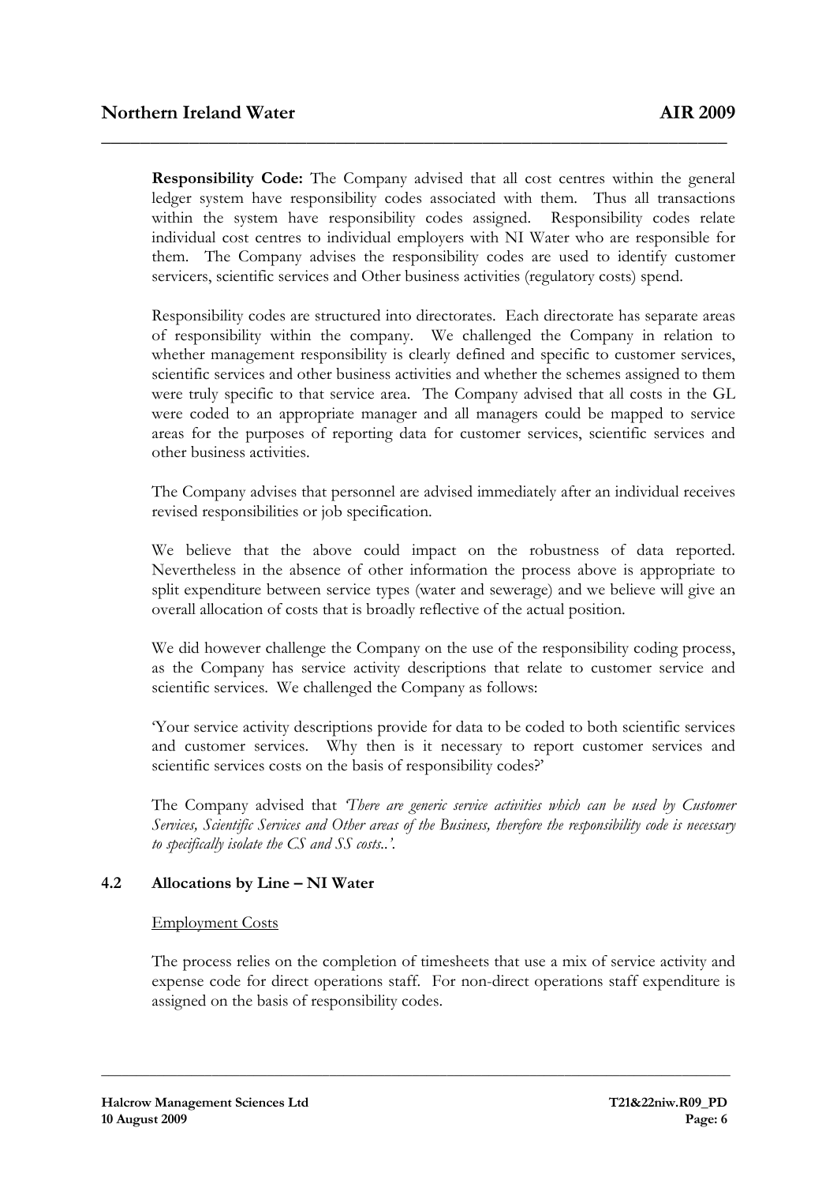**Responsibility Code:** The Company advised that all cost centres within the general ledger system have responsibility codes associated with them. Thus all transactions within the system have responsibility codes assigned. Responsibility codes relate individual cost centres to individual employers with NI Water who are responsible for them. The Company advises the responsibility codes are used to identify customer servicers, scientific services and Other business activities (regulatory costs) spend.

Responsibility codes are structured into directorates. Each directorate has separate areas of responsibility within the company. We challenged the Company in relation to whether management responsibility is clearly defined and specific to customer services, scientific services and other business activities and whether the schemes assigned to them were truly specific to that service area. The Company advised that all costs in the GL were coded to an appropriate manager and all managers could be mapped to service areas for the purposes of reporting data for customer services, scientific services and other business activities.

The Company advises that personnel are advised immediately after an individual receives revised responsibilities or job specification.

We believe that the above could impact on the robustness of data reported. Nevertheless in the absence of other information the process above is appropriate to split expenditure between service types (water and sewerage) and we believe will give an overall allocation of costs that is broadly reflective of the actual position.

We did however challenge the Company on the use of the responsibility coding process, as the Company has service activity descriptions that relate to customer service and scientific services. We challenged the Company as follows:

'Your service activity descriptions provide for data to be coded to both scientific services and customer services. Why then is it necessary to report customer services and scientific services costs on the basis of responsibility codes?'

The Company advised that *'There are generic service activities which can be used by Customer Services, Scientific Services and Other areas of the Business, therefore the responsibility code is necessary to specifically isolate the CS and SS costs..'*.

### 4.2 Allocations by Line – NI Water

Employment Costs

The process relies on the completion of timesheets that use a mix of service activity and expense code for direct operations staff. For non-direct operations staff expenditure is assigned on the basis of responsibility codes.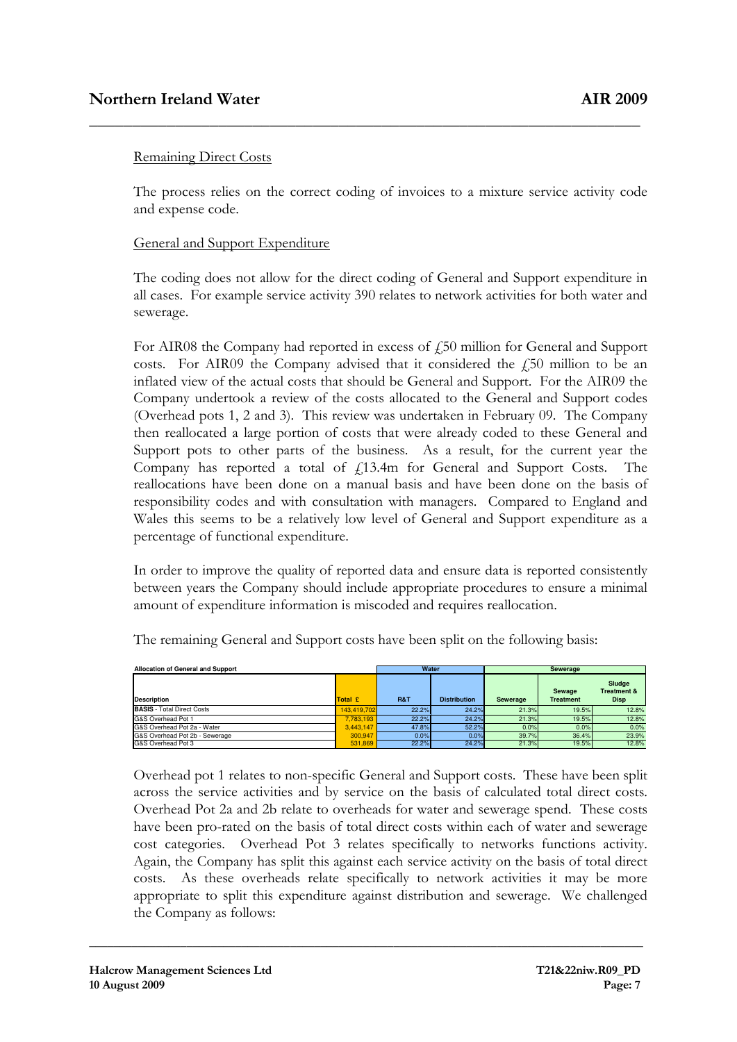Remaining Direct Costs

The process relies on the correct coding of invoices to a mixture service activity code and expense code.

General and Support Expenditure

The coding does not allow for the direct coding of General and Support expenditure in all cases. For example service activity 390 relates to network activities for both water and sewerage.

For AIR08 the Company had reported in excess of £50 million for General and Support costs. For AIR09 the Company advised that it considered the £50 million to be an inflated view of the actual costs that should be General and Support. For the AIR09 the Company undertook a review of the costs allocated to the General and Support codes (Overhead pots 1, 2 and 3). This review was undertaken in February 09. The Company then reallocated a large portion of costs that were already coded to these General and Support pots to other parts of the business. As a result, for the current year the Company has reported a total of £13.4m for General and Support Costs. The reallocations have been done on a manual basis and have been done on the basis of responsibility codes and with consultation with managers. Compared to England and Wales this seems to be a relatively low level of General and Support expenditure as a percentage of functional expenditure.

In order to improve the quality of reported data and ensure data is reported consistently between years the Company should include appropriate procedures to ensure a minimal amount of expenditure information is miscoded and requires reallocation.

The remaining General and Support costs have been split on the following basis:

| Allocation of General and Support | | Water | | Sewerage | | |
|---|---|---|---|---|---|---|
| Description | Total £ | R&T | Distribution | Sewerage | Sewage Treatment | Sludge Treatment & Disp |
| **BASIS** - Total Direct Costs | 143,419,702 | 22.2% | 24.2% | 21.3% | 19.5% | 12.8% |
| G&S Overhead Pot 1 | 7,783,193 | 22.2% | 24.2% | 21.3% | 19.5% | 12.8% |
| G&S Overhead Pot 2a - Water | 3,443,147 | 47.8% | 52.2% | 0.0% | 0.0% | 0.0% |
| G&S Overhead Pot 2b - Sewerage | 300,947 | 0.0% | 0.0% | 39.7% | 36.4% | 23.9% |
| G&S Overhead Pot 3 | 531,869 | 22.2% | 24.2% | 21.3% | 19.5% | 12.8% |

Overhead pot 1 relates to non-specific General and Support costs. These have been split across the service activities and by service on the basis of calculated total direct costs. Overhead Pot 2a and 2b relate to overheads for water and sewerage spend. These costs have been pro-rated on the basis of total direct costs within each of water and sewerage cost categories. Overhead Pot 3 relates specifically to networks functions activity. Again, the Company has split this against each service activity on the basis of total direct costs. As these overheads relate specifically to network activities it may be more appropriate to split this expenditure against distribution and sewerage. We challenged the Company as follows: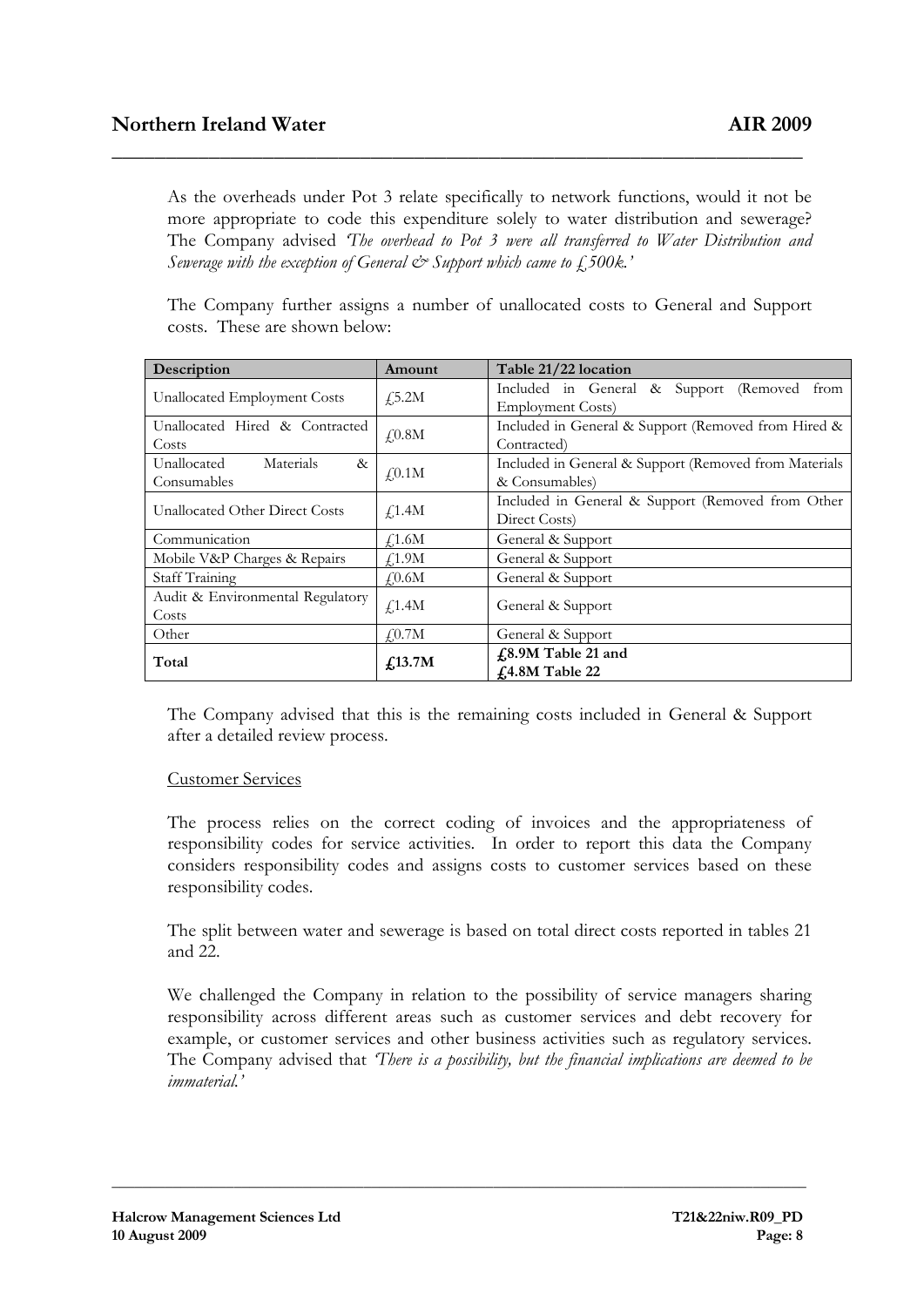As the overheads under Pot 3 relate specifically to network functions, would it not be more appropriate to code this expenditure solely to water distribution and sewerage? The Company advised *'The overhead to Pot 3 were all transferred to Water Distribution and Sewerage with the exception of General & Support which came to £500k.'*

The Company further assigns a number of unallocated costs to General and Support costs. These are shown below:

| Description | Amount | Table 21/22 location |
|---|---|---|
| Unallocated Employment Costs | £5.2M | Included in General & Support (Removed from Employment Costs) |
| Unallocated Hired & Contracted Costs | £0.8M | Included in General & Support (Removed from Hired & Contracted) |
| Unallocated Materials & Consumables | £0.1M | Included in General & Support (Removed from Materials & Consumables) |
| Unallocated Other Direct Costs | £1.4M | Included in General & Support (Removed from Other Direct Costs) |
| Communication | £1.6M | General & Support |
| Mobile V&P Charges & Repairs | £1.9M | General & Support |
| Staff Training | £0.6M | General & Support |
| Audit & Environmental Regulatory Costs | £1.4M | General & Support |
| Other | £0.7M | General & Support |
| **Total** | **£13.7M** | **£8.9M Table 21 and £4.8M Table 22** |

The Company advised that this is the remaining costs included in General & Support after a detailed review process.

Customer Services

The process relies on the correct coding of invoices and the appropriateness of responsibility codes for service activities. In order to report this data the Company considers responsibility codes and assigns costs to customer services based on these responsibility codes.

The split between water and sewerage is based on total direct costs reported in tables 21 and 22.

We challenged the Company in relation to the possibility of service managers sharing responsibility across different areas such as customer services and debt recovery for example, or customer services and other business activities such as regulatory services. The Company advised that *'There is a possibility, but the financial implications are deemed to be immaterial.'*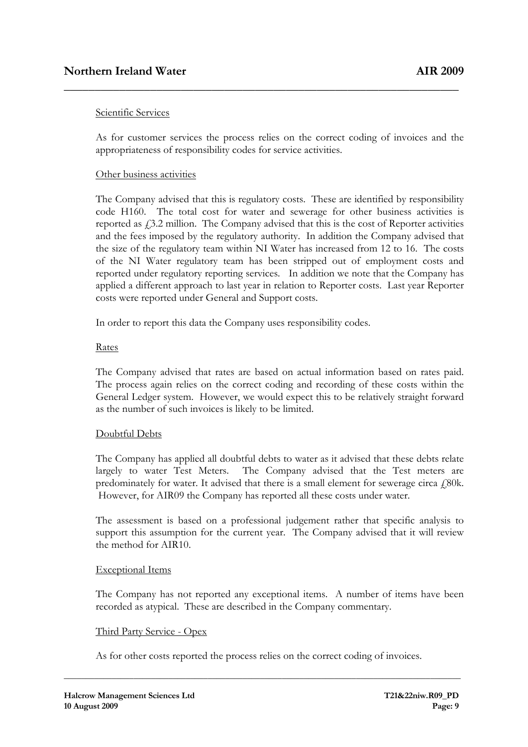Scientific Services

As for customer services the process relies on the correct coding of invoices and the appropriateness of responsibility codes for service activities.

Other business activities

The Company advised that this is regulatory costs. These are identified by responsibility code H160. The total cost for water and sewerage for other business activities is reported as £3.2 million. The Company advised that this is the cost of Reporter activities and the fees imposed by the regulatory authority. In addition the Company advised that the size of the regulatory team within NI Water has increased from 12 to 16. The costs of the NI Water regulatory team has been stripped out of employment costs and reported under regulatory reporting services. In addition we note that the Company has applied a different approach to last year in relation to Reporter costs. Last year Reporter costs were reported under General and Support costs.

In order to report this data the Company uses responsibility codes.

Rates

The Company advised that rates are based on actual information based on rates paid. The process again relies on the correct coding and recording of these costs within the General Ledger system. However, we would expect this to be relatively straight forward as the number of such invoices is likely to be limited.

Doubtful Debts

The Company has applied all doubtful debts to water as it advised that these debts relate largely to water Test Meters. The Company advised that the Test meters are predominately for water. It advised that there is a small element for sewerage circa £80k. However, for AIR09 the Company has reported all these costs under water.

The assessment is based on a professional judgement rather that specific analysis to support this assumption for the current year. The Company advised that it will review the method for AIR10.

Exceptional Items

The Company has not reported any exceptional items. A number of items have been recorded as atypical. These are described in the Company commentary.

Third Party Service - Opex

As for other costs reported the process relies on the correct coding of invoices.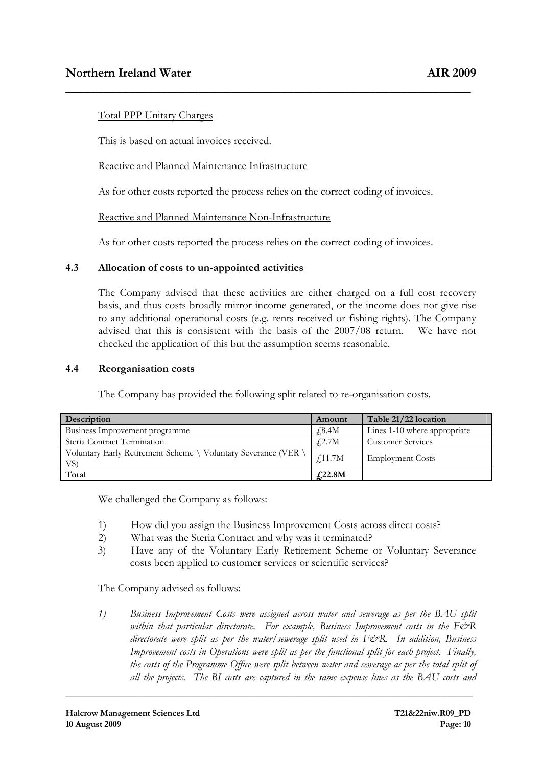Total PPP Unitary Charges

This is based on actual invoices received.

Reactive and Planned Maintenance Infrastructure

As for other costs reported the process relies on the correct coding of invoices.

Reactive and Planned Maintenance Non-Infrastructure

As for other costs reported the process relies on the correct coding of invoices.

### 4.3 Allocation of costs to un-appointed activities

The Company advised that these activities are either charged on a full cost recovery basis, and thus costs broadly mirror income generated, or the income does not give rise to any additional operational costs (e.g. rents received or fishing rights). The Company advised that this is consistent with the basis of the 2007/08 return. We have not checked the application of this but the assumption seems reasonable.

### 4.4 Reorganisation costs

The Company has provided the following split related to re-organisation costs.

| Description | Amount | Table 21/22 location |
|---|---|---|
| Business Improvement programme | £8.4M | Lines 1-10 where appropriate |
| Steria Contract Termination | £2.7M | Customer Services |
| Voluntary Early Retirement Scheme \ Voluntary Severance (VER \ VS) | £11.7M | Employment Costs |
| **Total** | **£22.8M** | |

We challenged the Company as follows:

1) How did you assign the Business Improvement Costs across direct costs?
2) What was the Steria Contract and why was it terminated?
3) Have any of the Voluntary Early Retirement Scheme or Voluntary Severance costs been applied to customer services or scientific services?

The Company advised as follows:

1) *Business Improvement Costs were assigned across water and sewerage as per the BAU split within that particular directorate. For example, Business Improvement costs in the F&R directorate were split as per the water/sewerage split used in F&R. In addition, Business Improvement costs in Operations were split as per the functional split for each project. Finally, the costs of the Programme Office were split between water and sewerage as per the total split of all the projects. The BI costs are captured in the same expense lines as the BAU costs and*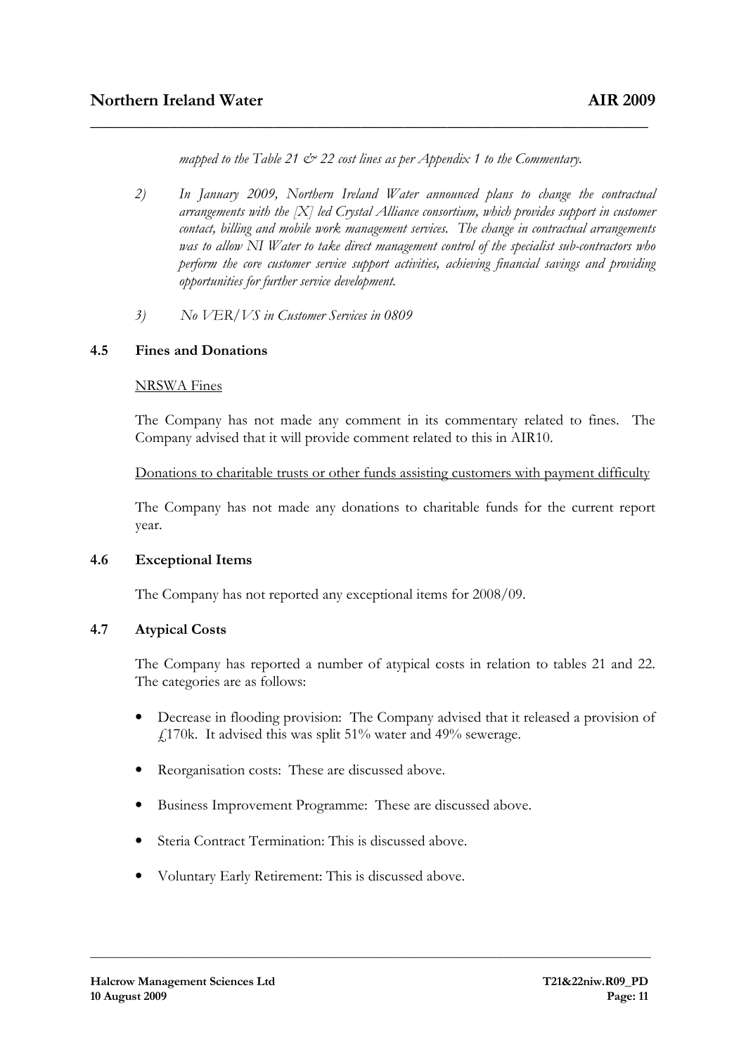*mapped to the Table 21 & 22 cost lines as per Appendix 1 to the Commentary.*

2) *In January 2009, Northern Ireland Water announced plans to change the contractual arrangements with the [X] led Crystal Alliance consortium, which provides support in customer contact, billing and mobile work management services. The change in contractual arrangements was to allow NI Water to take direct management control of the specialist sub-contractors who perform the core customer service support activities, achieving financial savings and providing opportunities for further service development.*

3) *No VER/VS in Customer Services in 0809*

### 4.5 Fines and Donations

NRSWA Fines

The Company has not made any comment in its commentary related to fines. The Company advised that it will provide comment related to this in AIR10.

Donations to charitable trusts or other funds assisting customers with payment difficulty

The Company has not made any donations to charitable funds for the current report year.

### 4.6 Exceptional Items

The Company has not reported any exceptional items for 2008/09.

### 4.7 Atypical Costs

The Company has reported a number of atypical costs in relation to tables 21 and 22. The categories are as follows:

- Decrease in flooding provision: The Company advised that it released a provision of £170k. It advised this was split 51% water and 49% sewerage.
- Reorganisation costs: These are discussed above.
- Business Improvement Programme: These are discussed above.
- Steria Contract Termination: This is discussed above.
- Voluntary Early Retirement: This is discussed above.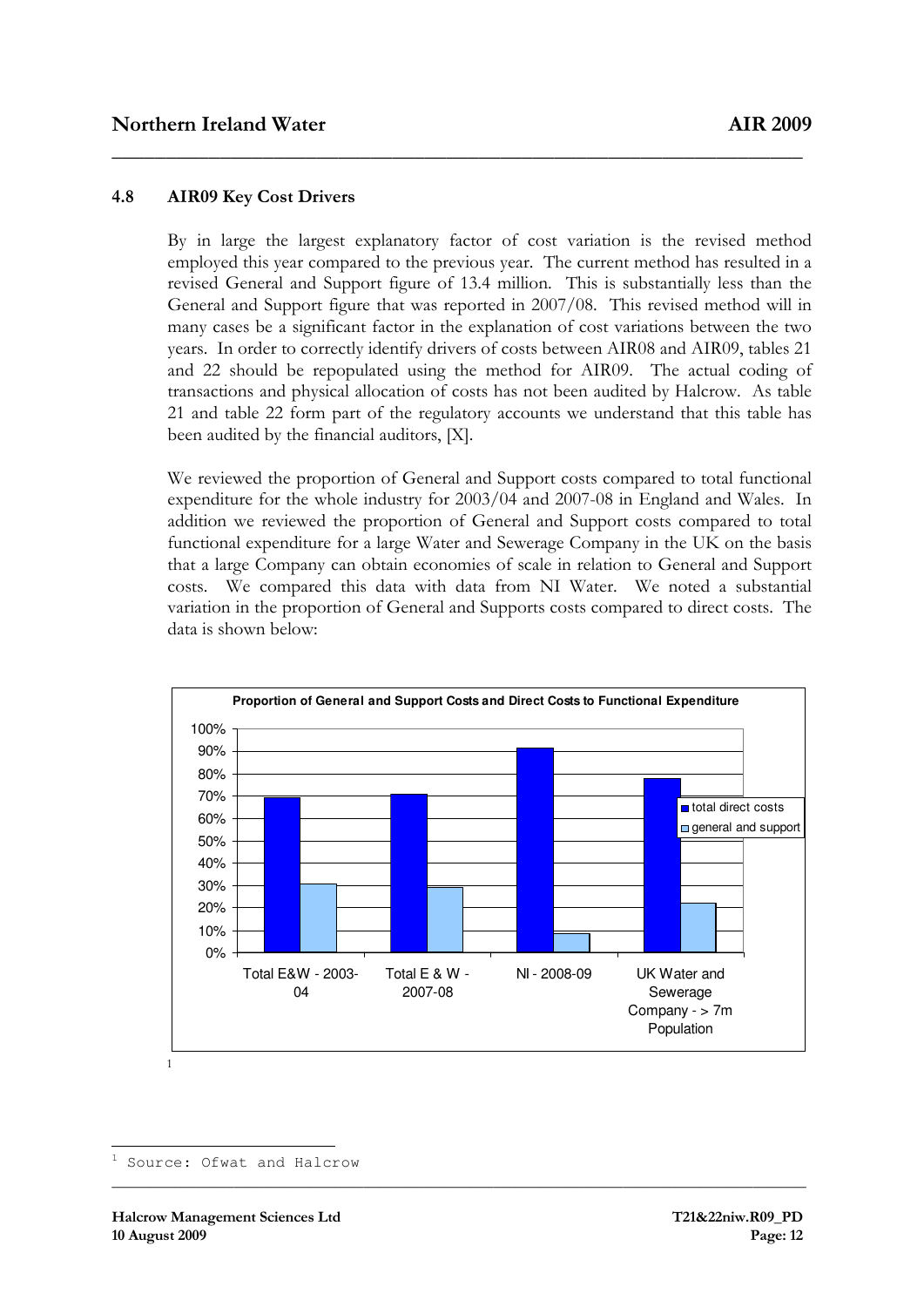## 4.8 AIR09 Key Cost Drivers

By in large the largest explanatory factor of cost variation is the revised method employed this year compared to the previous year. The current method has resulted in a revised General and Support figure of 13.4 million. This is substantially less than the General and Support figure that was reported in 2007/08. This revised method will in many cases be a significant factor in the explanation of cost variations between the two years. In order to correctly identify drivers of costs between AIR08 and AIR09, tables 21 and 22 should be repopulated using the method for AIR09. The actual coding of transactions and physical allocation of costs has not been audited by Halcrow. As table 21 and table 22 form part of the regulatory accounts we understand that this table has been audited by the financial auditors, [X].

We reviewed the proportion of General and Support costs compared to total functional expenditure for the whole industry for 2003/04 and 2007-08 in England and Wales. In addition we reviewed the proportion of General and Support costs compared to total functional expenditure for a large Water and Sewerage Company in the UK on the basis that a large Company can obtain economies of scale in relation to General and Support costs. We compared this data with data from NI Water. We noted a substantial variation in the proportion of General and Supports costs compared to direct costs. The data is shown below:

**Proportion of General and Support Costs and Direct Costs to Functional Expenditure**

| | total direct costs | general and support |
|---|---|---|
| Total E&W - 2003-04 | ~69% | ~31% |
| Total E & W - 2007-08 | ~71% | ~29% |
| NI - 2008-09 | ~91% | ~9% |
| UK Water and Sewerage Company - > 7m Population | ~78% | ~22% |

[1]

[1] Source: Ofwat and Halcrow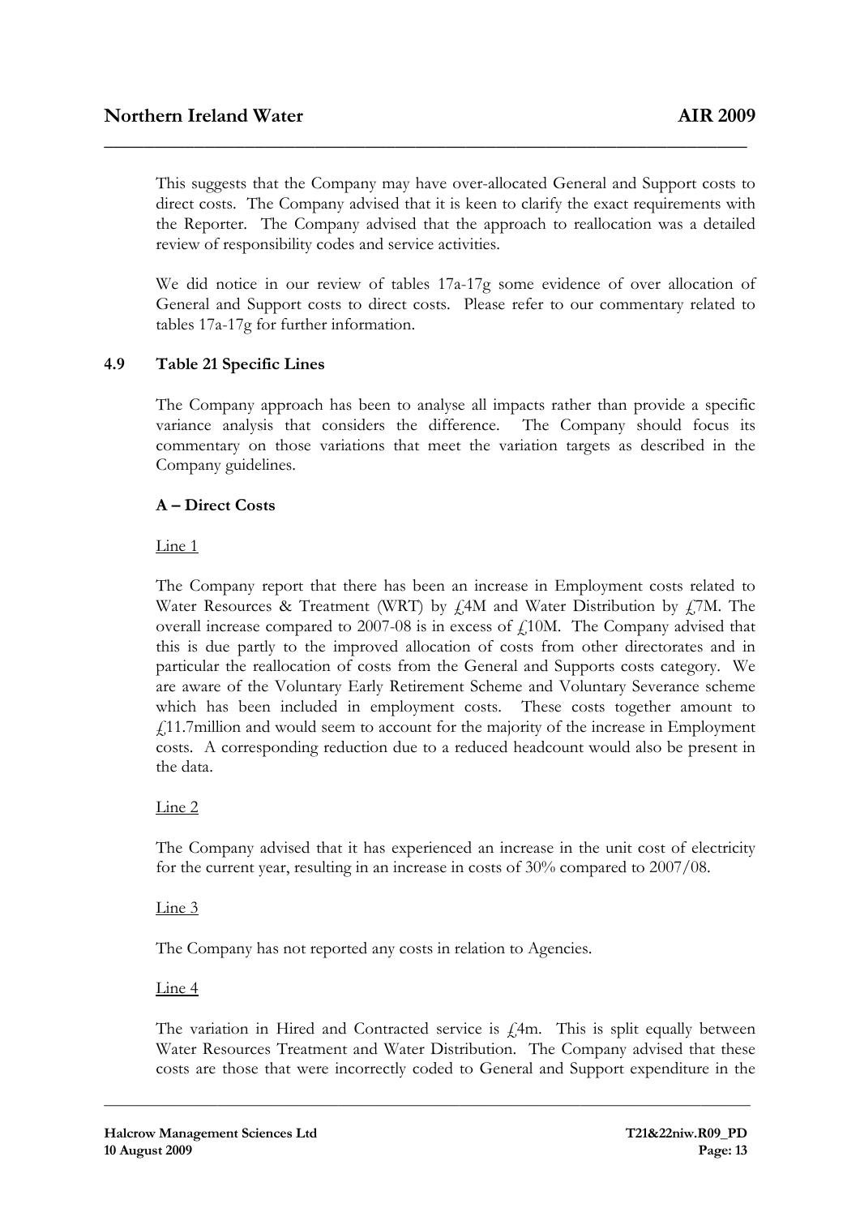This suggests that the Company may have over-allocated General and Support costs to direct costs. The Company advised that it is keen to clarify the exact requirements with the Reporter. The Company advised that the approach to reallocation was a detailed review of responsibility codes and service activities.

We did notice in our review of tables 17a-17g some evidence of over allocation of General and Support costs to direct costs. Please refer to our commentary related to tables 17a-17g for further information.

### 4.9 Table 21 Specific Lines

The Company approach has been to analyse all impacts rather than provide a specific variance analysis that considers the difference. The Company should focus its commentary on those variations that meet the variation targets as described in the Company guidelines.

**A – Direct Costs**

Line 1

The Company report that there has been an increase in Employment costs related to Water Resources & Treatment (WRT) by £4M and Water Distribution by £7M. The overall increase compared to 2007-08 is in excess of £10M. The Company advised that this is due partly to the improved allocation of costs from other directorates and in particular the reallocation of costs from the General and Supports costs category. We are aware of the Voluntary Early Retirement Scheme and Voluntary Severance scheme which has been included in employment costs. These costs together amount to £11.7million and would seem to account for the majority of the increase in Employment costs. A corresponding reduction due to a reduced headcount would also be present in the data.

Line 2

The Company advised that it has experienced an increase in the unit cost of electricity for the current year, resulting in an increase in costs of 30% compared to 2007/08.

Line 3

The Company has not reported any costs in relation to Agencies.

Line 4

The variation in Hired and Contracted service is £4m. This is split equally between Water Resources Treatment and Water Distribution. The Company advised that these costs are those that were incorrectly coded to General and Support expenditure in the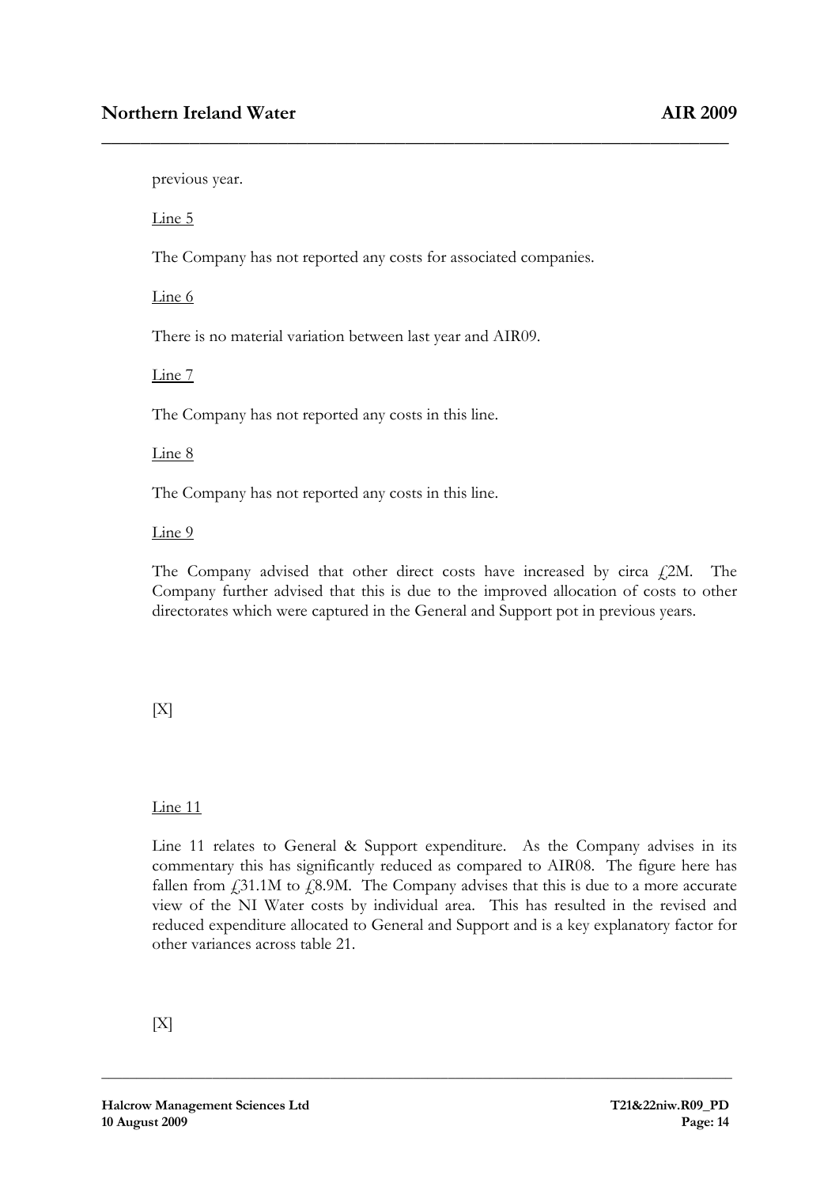previous year.

Line 5

The Company has not reported any costs for associated companies.

Line 6

There is no material variation between last year and AIR09.

Line 7

The Company has not reported any costs in this line.

Line 8

The Company has not reported any costs in this line.

Line 9

The Company advised that other direct costs have increased by circa £2M. The Company further advised that this is due to the improved allocation of costs to other directorates which were captured in the General and Support pot in previous years.

[X]

Line 11

Line 11 relates to General & Support expenditure. As the Company advises in its commentary this has significantly reduced as compared to AIR08. The figure here has fallen from £31.1M to £8.9M. The Company advises that this is due to a more accurate view of the NI Water costs by individual area. This has resulted in the revised and reduced expenditure allocated to General and Support and is a key explanatory factor for other variances across table 21.

[X]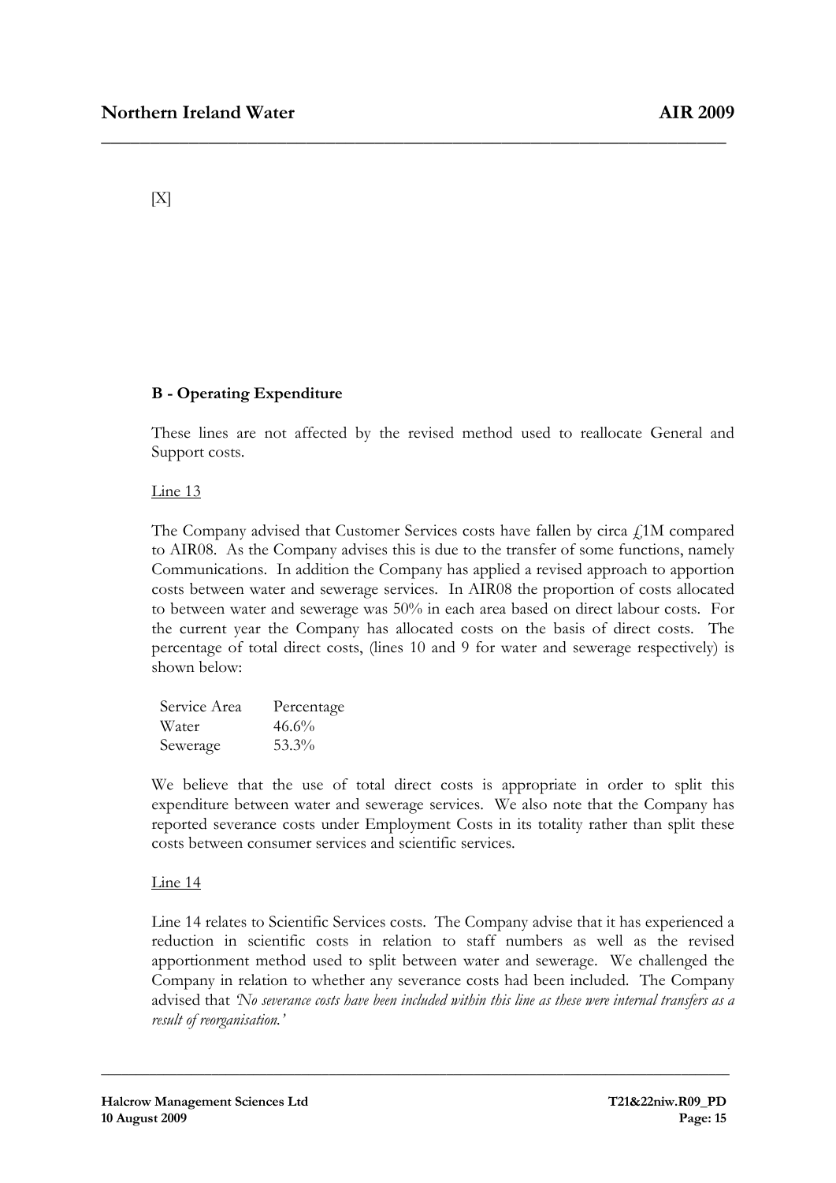[X]

**B - Operating Expenditure**

These lines are not affected by the revised method used to reallocate General and Support costs.

Line 13

The Company advised that Customer Services costs have fallen by circa £1M compared to AIR08. As the Company advises this is due to the transfer of some functions, namely Communications. In addition the Company has applied a revised approach to apportion costs between water and sewerage services. In AIR08 the proportion of costs allocated to between water and sewerage was 50% in each area based on direct labour costs. For the current year the Company has allocated costs on the basis of direct costs. The percentage of total direct costs, (lines 10 and 9 for water and sewerage respectively) is shown below:

| Service Area | Percentage |
|---|---|
| Water | 46.6% |
| Sewerage | 53.3% |

We believe that the use of total direct costs is appropriate in order to split this expenditure between water and sewerage services. We also note that the Company has reported severance costs under Employment Costs in its totality rather than split these costs between consumer services and scientific services.

Line 14

Line 14 relates to Scientific Services costs. The Company advise that it has experienced a reduction in scientific costs in relation to staff numbers as well as the revised apportionment method used to split between water and sewerage. We challenged the Company in relation to whether any severance costs had been included. The Company advised that *'No severance costs have been included within this line as these were internal transfers as a result of reorganisation.'*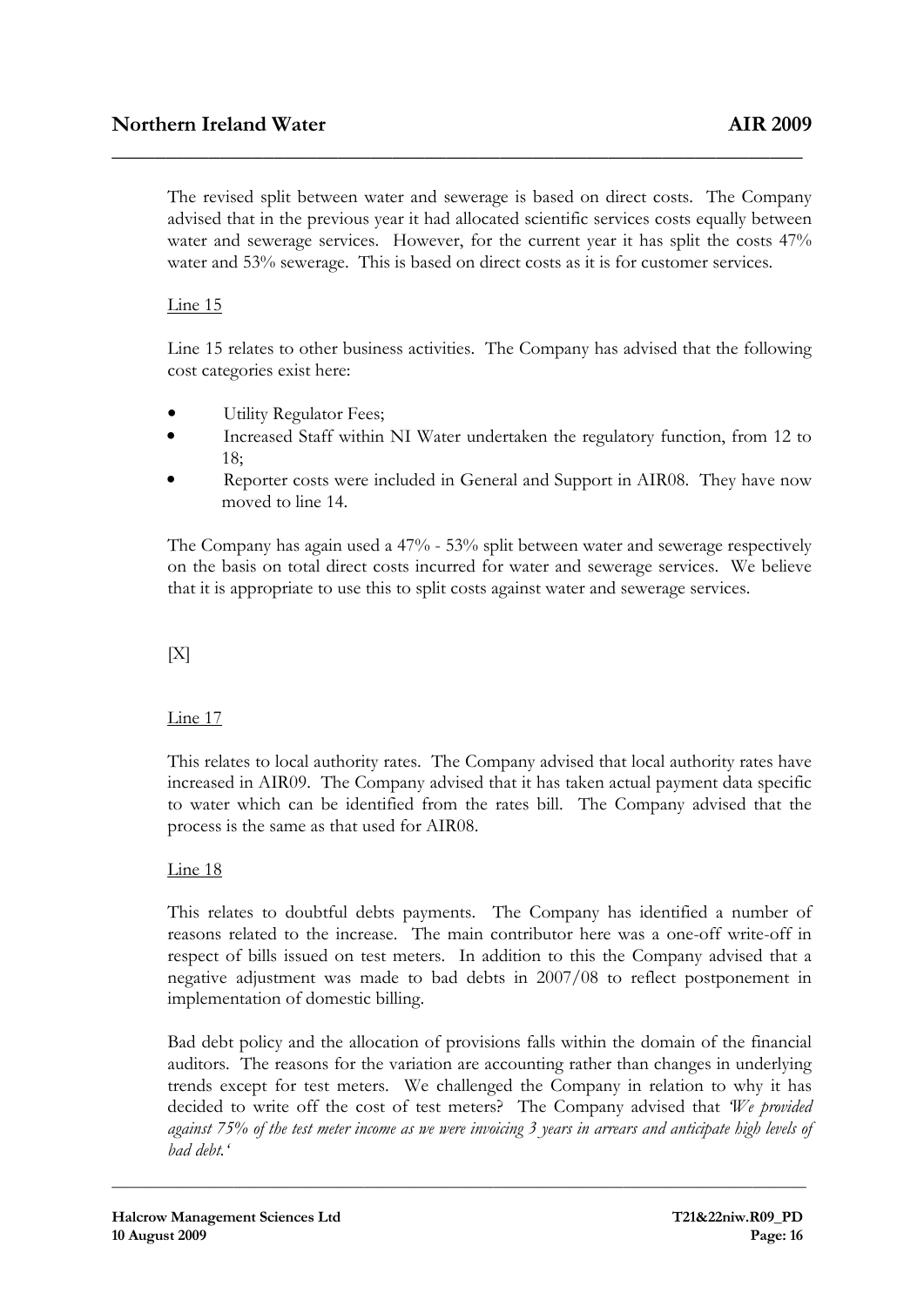The revised split between water and sewerage is based on direct costs. The Company advised that in the previous year it had allocated scientific services costs equally between water and sewerage services. However, for the current year it has split the costs 47% water and 53% sewerage. This is based on direct costs as it is for customer services.

Line 15

Line 15 relates to other business activities. The Company has advised that the following cost categories exist here:

- Utility Regulator Fees;
- Increased Staff within NI Water undertaken the regulatory function, from 12 to 18;
- Reporter costs were included in General and Support in AIR08. They have now moved to line 14.

The Company has again used a 47% - 53% split between water and sewerage respectively on the basis on total direct costs incurred for water and sewerage services. We believe that it is appropriate to use this to split costs against water and sewerage services.

[X]

Line 17

This relates to local authority rates. The Company advised that local authority rates have increased in AIR09. The Company advised that it has taken actual payment data specific to water which can be identified from the rates bill. The Company advised that the process is the same as that used for AIR08.

Line 18

This relates to doubtful debts payments. The Company has identified a number of reasons related to the increase. The main contributor here was a one-off write-off in respect of bills issued on test meters. In addition to this the Company advised that a negative adjustment was made to bad debts in 2007/08 to reflect postponement in implementation of domestic billing.

Bad debt policy and the allocation of provisions falls within the domain of the financial auditors. The reasons for the variation are accounting rather than changes in underlying trends except for test meters. We challenged the Company in relation to why it has decided to write off the cost of test meters? The Company advised that *'We provided against 75% of the test meter income as we were invoicing 3 years in arrears and anticipate high levels of bad debt.'*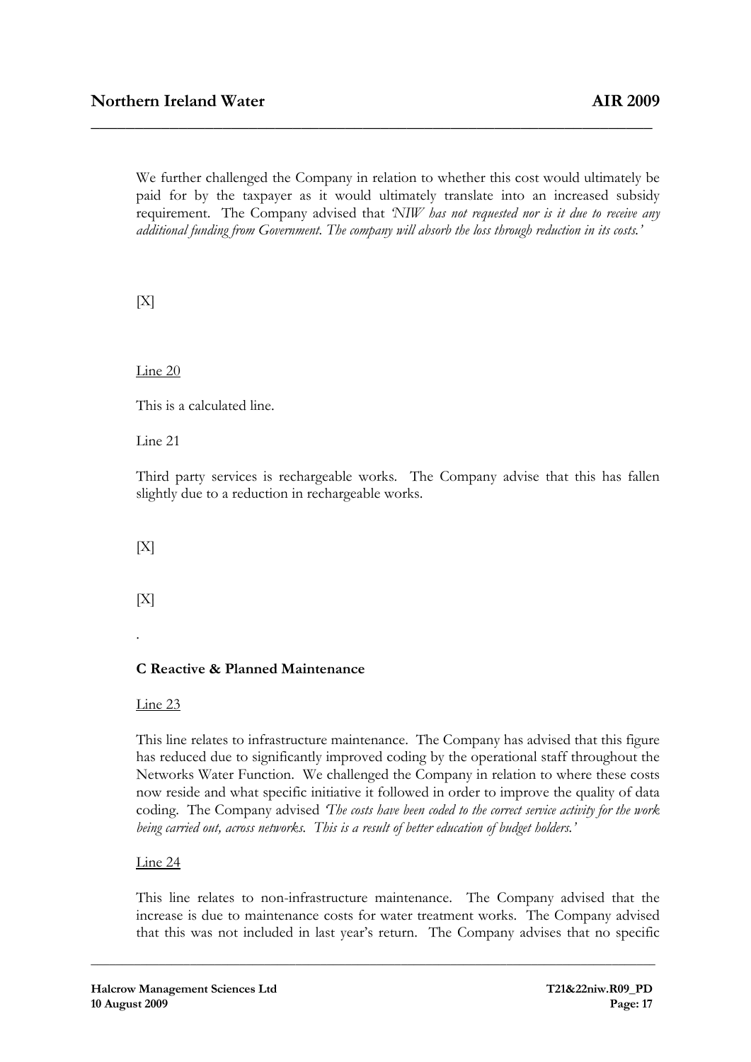We further challenged the Company in relation to whether this cost would ultimately be paid for by the taxpayer as it would ultimately translate into an increased subsidy requirement. The Company advised that *'NIW has not requested nor is it due to receive any additional funding from Government. The company will absorb the loss through reduction in its costs.'*

[X]

Line 20

This is a calculated line.

Line 21

Third party services is rechargeable works. The Company advise that this has fallen slightly due to a reduction in rechargeable works.

[X]

[X]

.

**C Reactive & Planned Maintenance**

Line 23

This line relates to infrastructure maintenance. The Company has advised that this figure has reduced due to significantly improved coding by the operational staff throughout the Networks Water Function. We challenged the Company in relation to where these costs now reside and what specific initiative it followed in order to improve the quality of data coding. The Company advised *'The costs have been coded to the correct service activity for the work being carried out, across networks. This is a result of better education of budget holders.'*

Line 24

This line relates to non-infrastructure maintenance. The Company advised that the increase is due to maintenance costs for water treatment works. The Company advised that this was not included in last year's return. The Company advises that no specific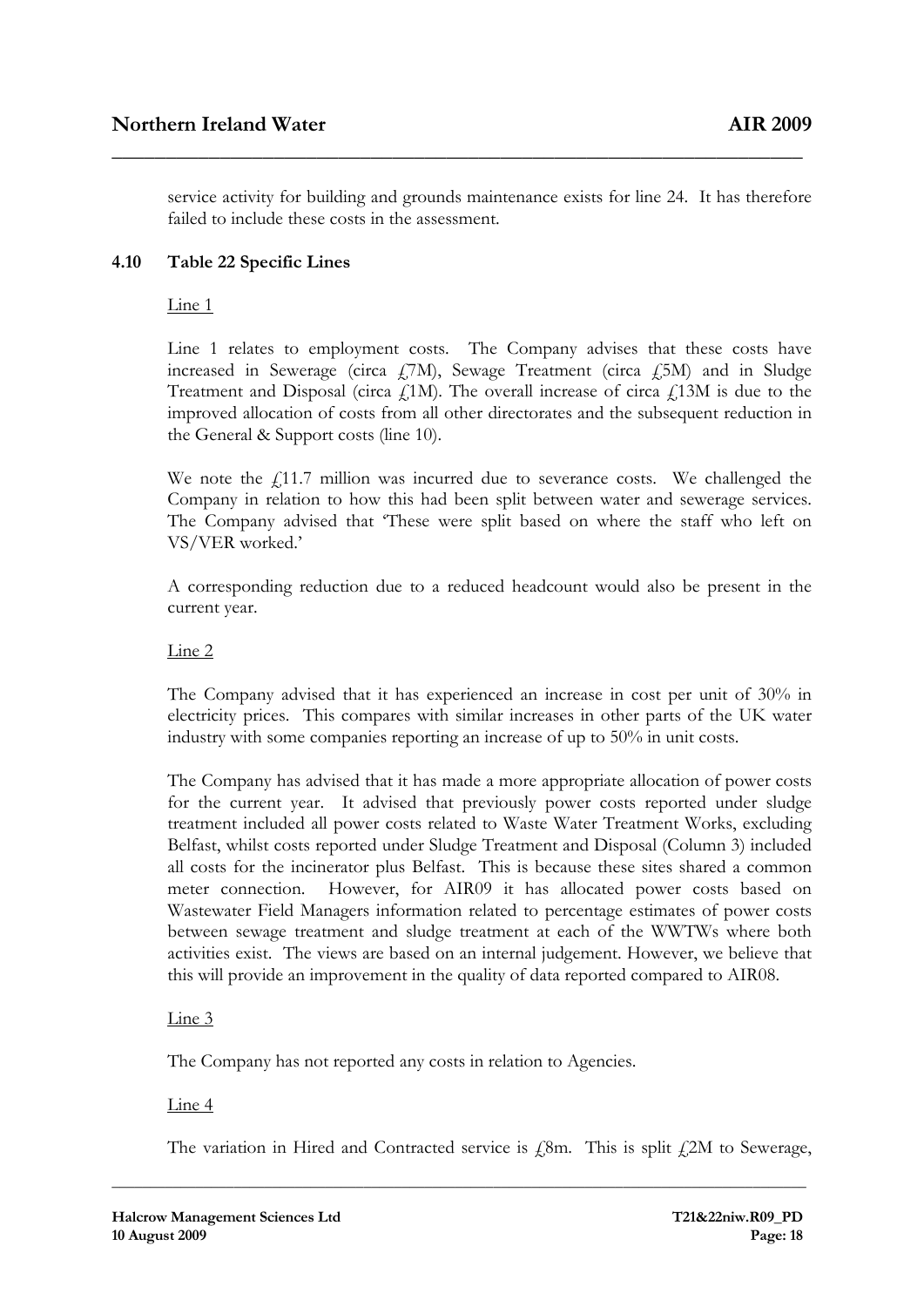service activity for building and grounds maintenance exists for line 24. It has therefore failed to include these costs in the assessment.

### 4.10 Table 22 Specific Lines

Line 1

Line 1 relates to employment costs. The Company advises that these costs have increased in Sewerage (circa £7M), Sewage Treatment (circa £5M) and in Sludge Treatment and Disposal (circa £1M). The overall increase of circa £13M is due to the improved allocation of costs from all other directorates and the subsequent reduction in the General & Support costs (line 10).

We note the £11.7 million was incurred due to severance costs. We challenged the Company in relation to how this had been split between water and sewerage services. The Company advised that 'These were split based on where the staff who left on VS/VER worked.'

A corresponding reduction due to a reduced headcount would also be present in the current year.

Line 2

The Company advised that it has experienced an increase in cost per unit of 30% in electricity prices. This compares with similar increases in other parts of the UK water industry with some companies reporting an increase of up to 50% in unit costs.

The Company has advised that it has made a more appropriate allocation of power costs for the current year. It advised that previously power costs reported under sludge treatment included all power costs related to Waste Water Treatment Works, excluding Belfast, whilst costs reported under Sludge Treatment and Disposal (Column 3) included all costs for the incinerator plus Belfast. This is because these sites shared a common meter connection. However, for AIR09 it has allocated power costs based on Wastewater Field Managers information related to percentage estimates of power costs between sewage treatment and sludge treatment at each of the WWTWs where both activities exist. The views are based on an internal judgement. However, we believe that this will provide an improvement in the quality of data reported compared to AIR08.

Line 3

The Company has not reported any costs in relation to Agencies.

Line 4

The variation in Hired and Contracted service is £8m. This is split £2M to Sewerage,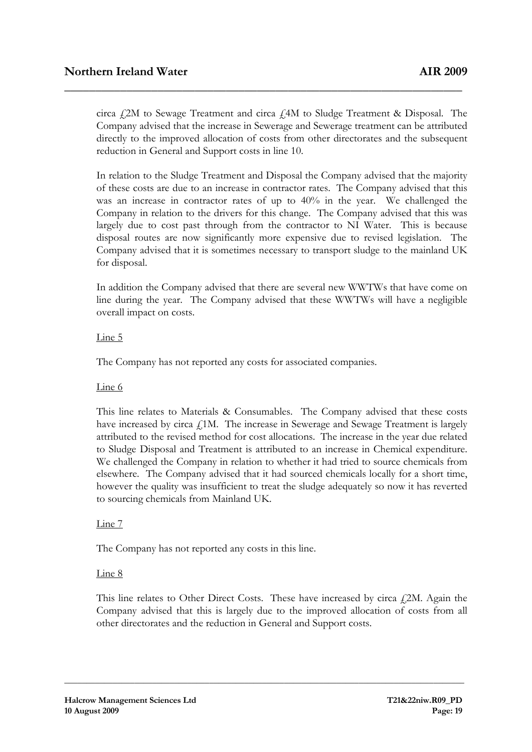circa £2M to Sewage Treatment and circa £4M to Sludge Treatment & Disposal. The Company advised that the increase in Sewerage and Sewerage treatment can be attributed directly to the improved allocation of costs from other directorates and the subsequent reduction in General and Support costs in line 10.

In relation to the Sludge Treatment and Disposal the Company advised that the majority of these costs are due to an increase in contractor rates. The Company advised that this was an increase in contractor rates of up to 40% in the year. We challenged the Company in relation to the drivers for this change. The Company advised that this was largely due to cost past through from the contractor to NI Water. This is because disposal routes are now significantly more expensive due to revised legislation. The Company advised that it is sometimes necessary to transport sludge to the mainland UK for disposal.

In addition the Company advised that there are several new WWTWs that have come on line during the year. The Company advised that these WWTWs will have a negligible overall impact on costs.

Line 5

The Company has not reported any costs for associated companies.

Line 6

This line relates to Materials & Consumables. The Company advised that these costs have increased by circa £1M. The increase in Sewerage and Sewage Treatment is largely attributed to the revised method for cost allocations. The increase in the year due related to Sludge Disposal and Treatment is attributed to an increase in Chemical expenditure. We challenged the Company in relation to whether it had tried to source chemicals from elsewhere. The Company advised that it had sourced chemicals locally for a short time, however the quality was insufficient to treat the sludge adequately so now it has reverted to sourcing chemicals from Mainland UK.

Line 7

The Company has not reported any costs in this line.

Line 8

This line relates to Other Direct Costs. These have increased by circa £2M. Again the Company advised that this is largely due to the improved allocation of costs from all other directorates and the reduction in General and Support costs.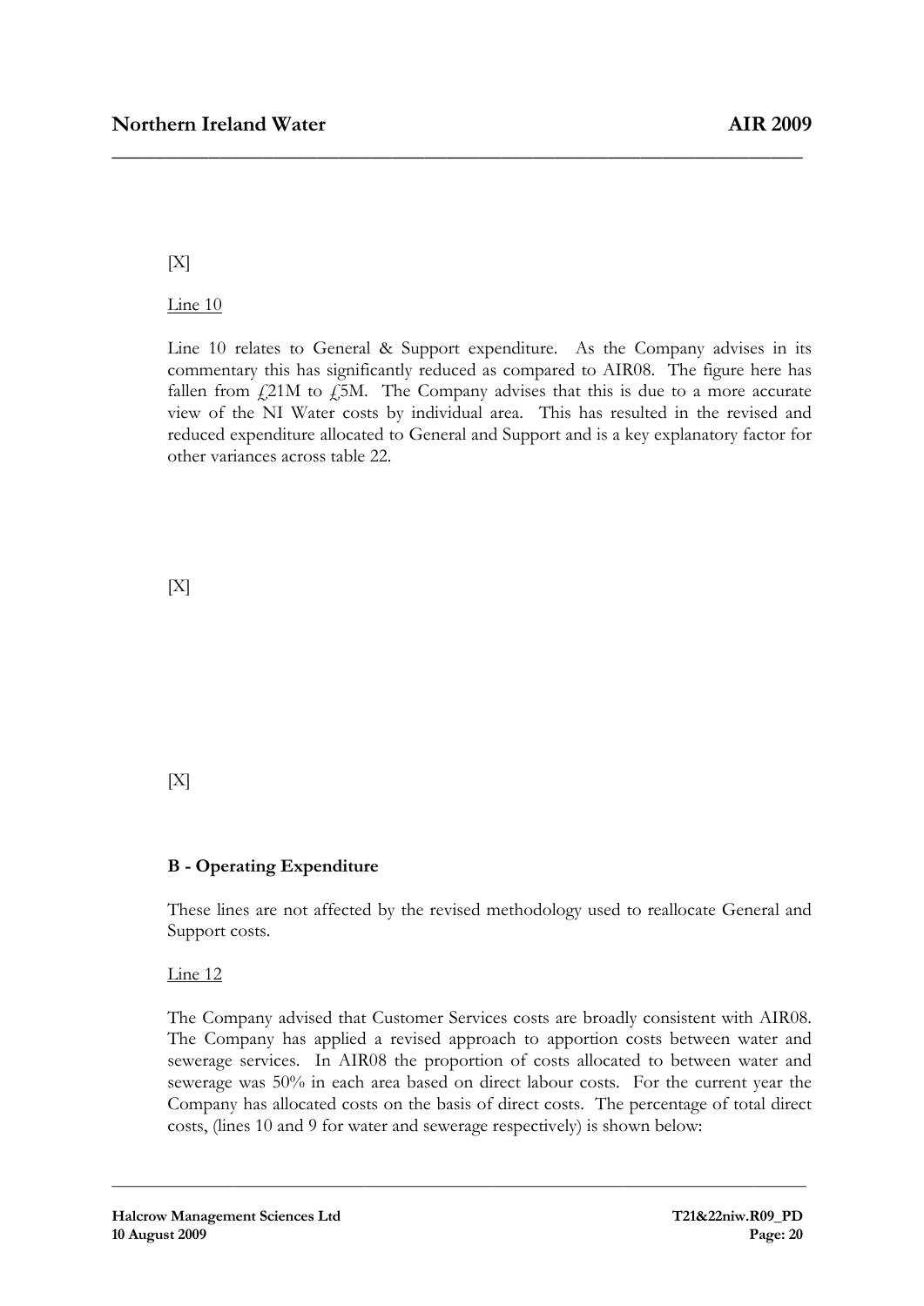[X]

Line 10

Line 10 relates to General & Support expenditure. As the Company advises in its commentary this has significantly reduced as compared to AIR08. The figure here has fallen from £21M to £5M. The Company advises that this is due to a more accurate view of the NI Water costs by individual area. This has resulted in the revised and reduced expenditure allocated to General and Support and is a key explanatory factor for other variances across table 22.

[X]

[X]

**B - Operating Expenditure**

These lines are not affected by the revised methodology used to reallocate General and Support costs.

Line 12

The Company advised that Customer Services costs are broadly consistent with AIR08. The Company has applied a revised approach to apportion costs between water and sewerage services. In AIR08 the proportion of costs allocated to between water and sewerage was 50% in each area based on direct labour costs. For the current year the Company has allocated costs on the basis of direct costs. The percentage of total direct costs, (lines 10 and 9 for water and sewerage respectively) is shown below: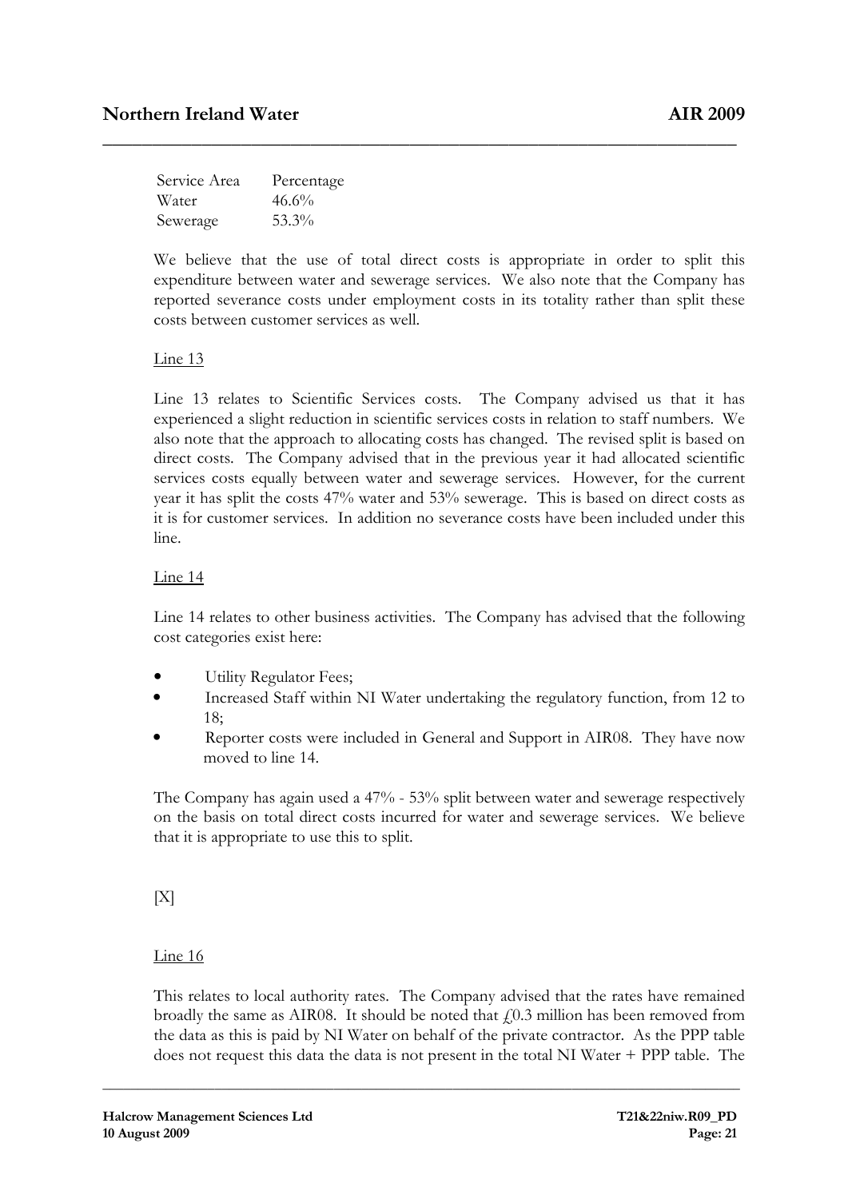| Service Area | Percentage |
|---|---|
| Water | 46.6% |
| Sewerage | 53.3% |

We believe that the use of total direct costs is appropriate in order to split this expenditure between water and sewerage services. We also note that the Company has reported severance costs under employment costs in its totality rather than split these costs between customer services as well.

Line 13

Line 13 relates to Scientific Services costs. The Company advised us that it has experienced a slight reduction in scientific services costs in relation to staff numbers. We also note that the approach to allocating costs has changed. The revised split is based on direct costs. The Company advised that in the previous year it had allocated scientific services costs equally between water and sewerage services. However, for the current year it has split the costs 47% water and 53% sewerage. This is based on direct costs as it is for customer services. In addition no severance costs have been included under this line.

Line 14

Line 14 relates to other business activities. The Company has advised that the following cost categories exist here:

- Utility Regulator Fees;
- Increased Staff within NI Water undertaking the regulatory function, from 12 to 18;
- Reporter costs were included in General and Support in AIR08. They have now moved to line 14.

The Company has again used a 47% - 53% split between water and sewerage respectively on the basis on total direct costs incurred for water and sewerage services. We believe that it is appropriate to use this to split.

[X]

Line 16

This relates to local authority rates. The Company advised that the rates have remained broadly the same as AIR08. It should be noted that £0.3 million has been removed from the data as this is paid by NI Water on behalf of the private contractor. As the PPP table does not request this data the data is not present in the total NI Water + PPP table. The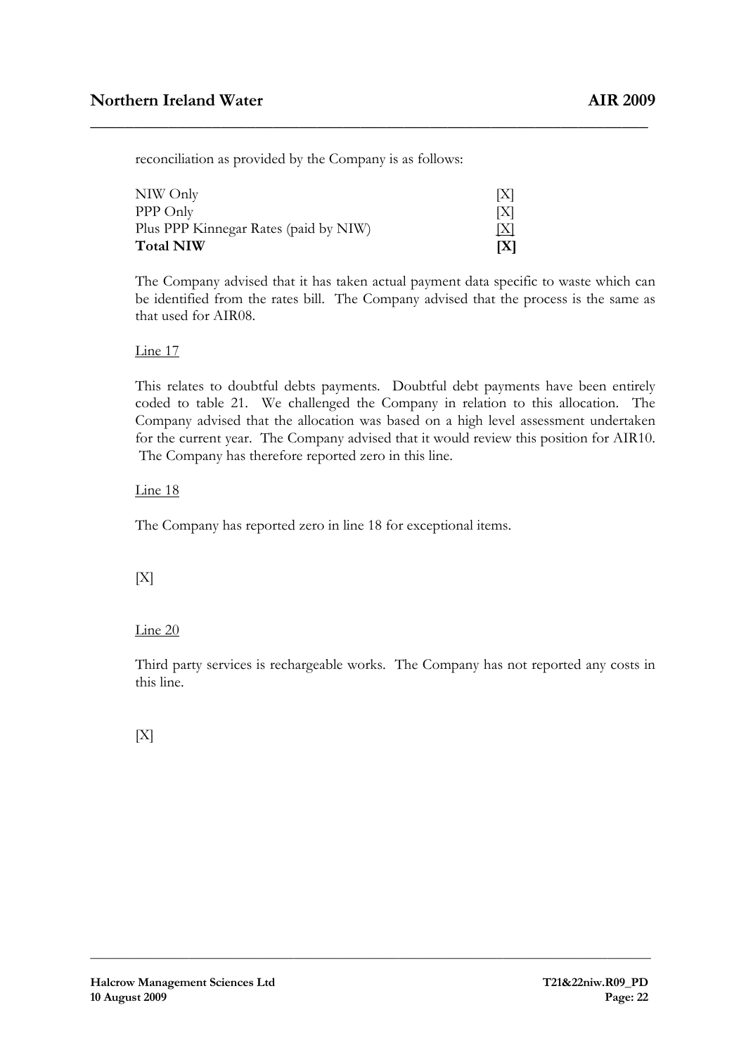reconciliation as provided by the Company is as follows:

| | |
|---|---|
| NIW Only | [X] |
| PPP Only | [X] |
| Plus PPP Kinnegar Rates (paid by NIW) | [X] |
| **Total NIW** | **[X]** |

The Company advised that it has taken actual payment data specific to waste which can be identified from the rates bill. The Company advised that the process is the same as that used for AIR08.

Line 17

This relates to doubtful debts payments. Doubtful debt payments have been entirely coded to table 21. We challenged the Company in relation to this allocation. The Company advised that the allocation was based on a high level assessment undertaken for the current year. The Company advised that it would review this position for AIR10. The Company has therefore reported zero in this line.

Line 18

The Company has reported zero in line 18 for exceptional items.

[X]

Line 20

Third party services is rechargeable works. The Company has not reported any costs in this line.

[X]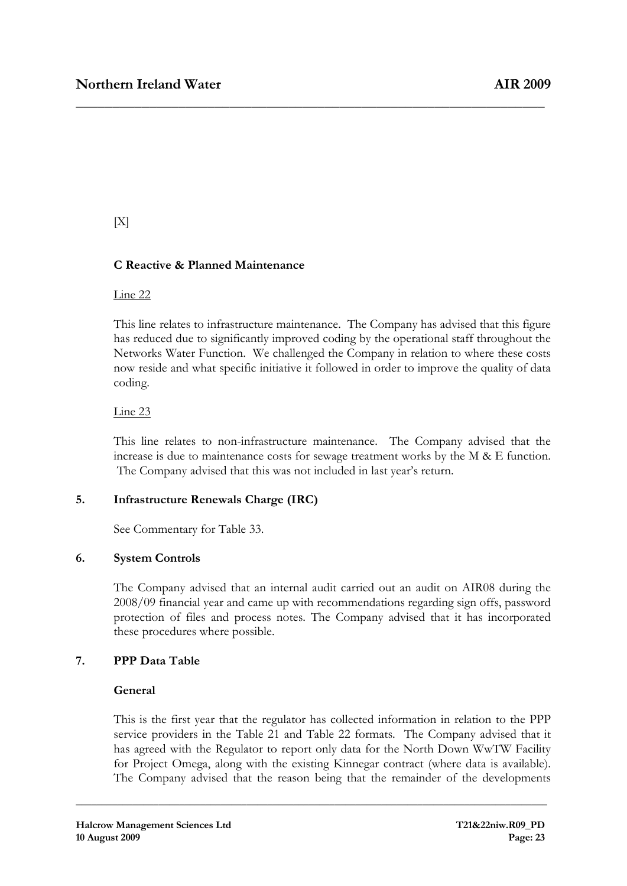[X]

**C Reactive & Planned Maintenance**

Line 22

This line relates to infrastructure maintenance. The Company has advised that this figure has reduced due to significantly improved coding by the operational staff throughout the Networks Water Function. We challenged the Company in relation to where these costs now reside and what specific initiative it followed in order to improve the quality of data coding.

Line 23

This line relates to non-infrastructure maintenance. The Company advised that the increase is due to maintenance costs for sewage treatment works by the M & E function. The Company advised that this was not included in last year's return.

## 5. Infrastructure Renewals Charge (IRC)

See Commentary for Table 33.

## 6. System Controls

The Company advised that an internal audit carried out an audit on AIR08 during the 2008/09 financial year and came up with recommendations regarding sign offs, password protection of files and process notes. The Company advised that it has incorporated these procedures where possible.

## 7. PPP Data Table

**General**

This is the first year that the regulator has collected information in relation to the PPP service providers in the Table 21 and Table 22 formats. The Company advised that it has agreed with the Regulator to report only data for the North Down WwTW Facility for Project Omega, along with the existing Kinnegar contract (where data is available). The Company advised that the reason being that the remainder of the developments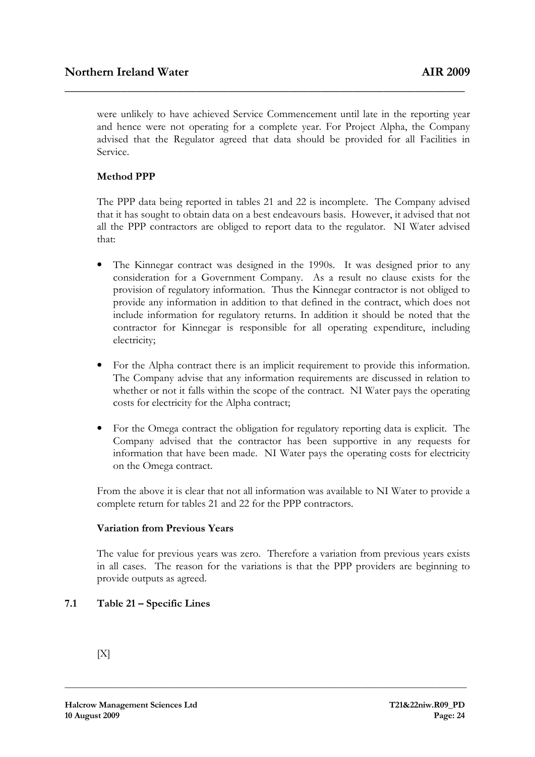were unlikely to have achieved Service Commencement until late in the reporting year and hence were not operating for a complete year. For Project Alpha, the Company advised that the Regulator agreed that data should be provided for all Facilities in Service.

**Method PPP**

The PPP data being reported in tables 21 and 22 is incomplete. The Company advised that it has sought to obtain data on a best endeavours basis. However, it advised that not all the PPP contractors are obliged to report data to the regulator. NI Water advised that:

- The Kinnegar contract was designed in the 1990s. It was designed prior to any consideration for a Government Company. As a result no clause exists for the provision of regulatory information. Thus the Kinnegar contractor is not obliged to provide any information in addition to that defined in the contract, which does not include information for regulatory returns. In addition it should be noted that the contractor for Kinnegar is responsible for all operating expenditure, including electricity;

- For the Alpha contract there is an implicit requirement to provide this information. The Company advise that any information requirements are discussed in relation to whether or not it falls within the scope of the contract. NI Water pays the operating costs for electricity for the Alpha contract;

- For the Omega contract the obligation for regulatory reporting data is explicit. The Company advised that the contractor has been supportive in any requests for information that have been made. NI Water pays the operating costs for electricity on the Omega contract.

From the above it is clear that not all information was available to NI Water to provide a complete return for tables 21 and 22 for the PPP contractors.

**Variation from Previous Years**

The value for previous years was zero. Therefore a variation from previous years exists in all cases. The reason for the variations is that the PPP providers are beginning to provide outputs as agreed.

## 7.1 Table 21 – Specific Lines

[X]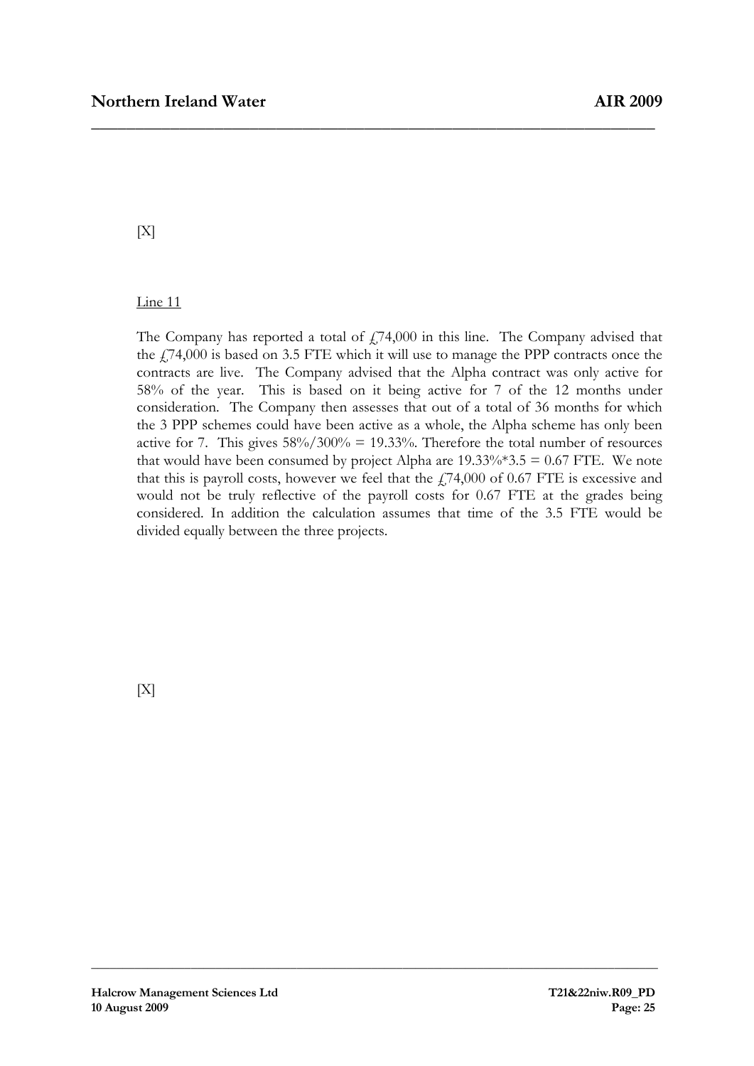[X]

Line 11

The Company has reported a total of £74,000 in this line. The Company advised that the £74,000 is based on 3.5 FTE which it will use to manage the PPP contracts once the contracts are live. The Company advised that the Alpha contract was only active for 58% of the year. This is based on it being active for 7 of the 12 months under consideration. The Company then assesses that out of a total of 36 months for which the 3 PPP schemes could have been active as a whole, the Alpha scheme has only been active for 7. This gives 58%/300% = 19.33%. Therefore the total number of resources that would have been consumed by project Alpha are 19.33%*3.5 = 0.67 FTE. We note that this is payroll costs, however we feel that the £74,000 of 0.67 FTE is excessive and would not be truly reflective of the payroll costs for 0.67 FTE at the grades being considered. In addition the calculation assumes that time of the 3.5 FTE would be divided equally between the three projects.

[X]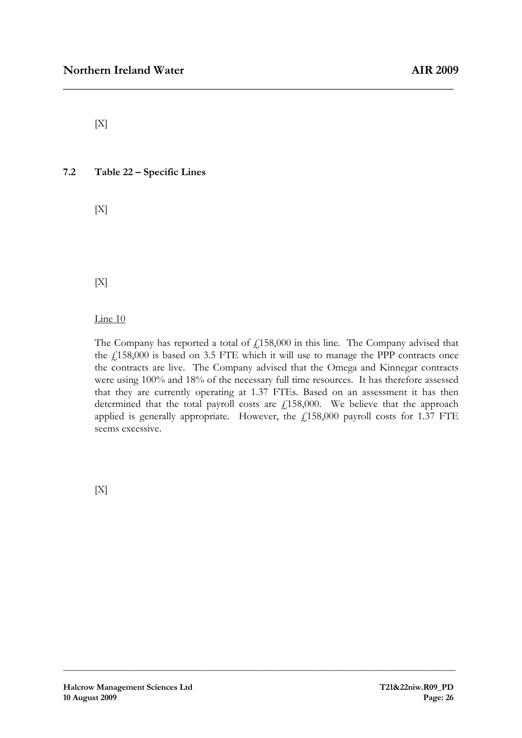[X]

## 7.2 Table 22 – Specific Lines

[X]

[X]

Line 10

The Company has reported a total of £158,000 in this line. The Company advised that the £158,000 is based on 3.5 FTE which it will use to manage the PPP contracts once the contracts are live. The Company advised that the Omega and Kinnegar contracts were using 100% and 18% of the necessary full time resources. It has therefore assessed that they are currently operating at 1.37 FTEs. Based on an assessment it has then determined that the total payroll costs are £158,000. We believe that the approach applied is generally appropriate. However, the £158,000 payroll costs for 1.37 FTE seems excessive.

[X]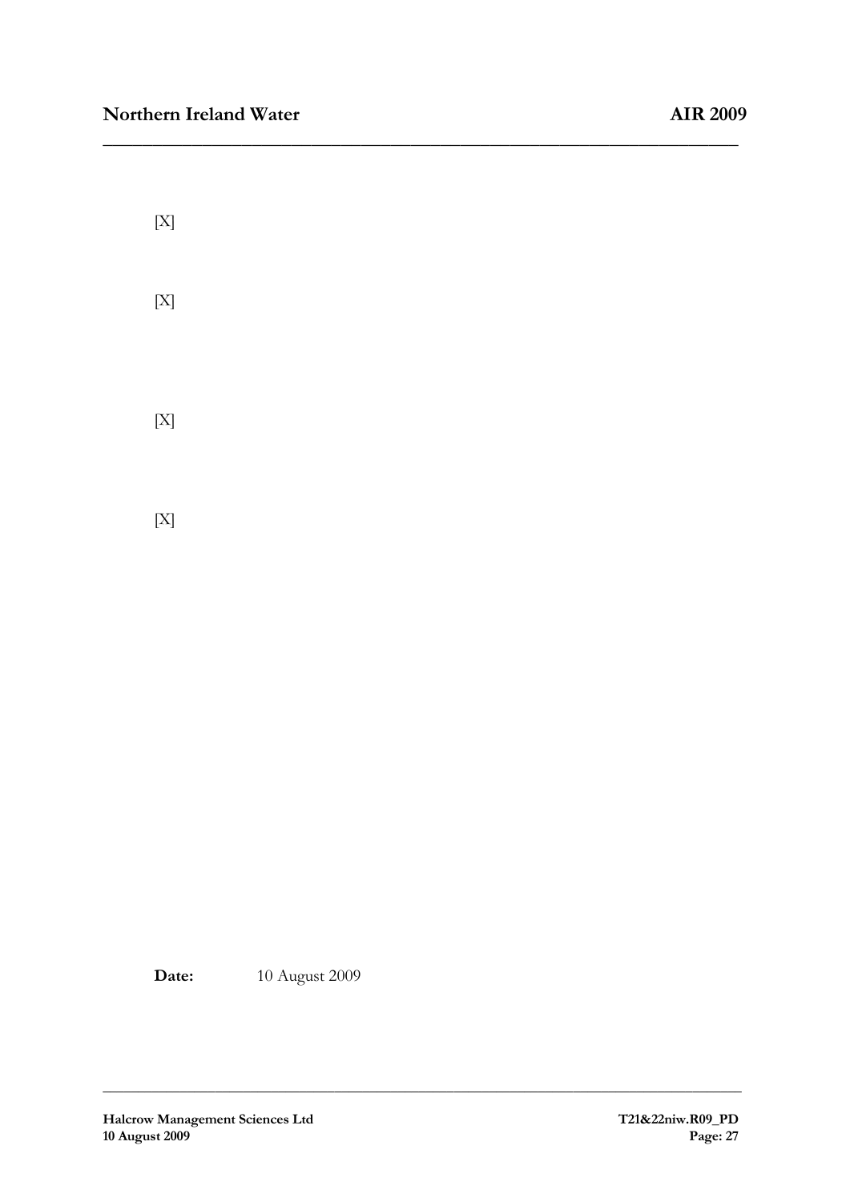[X]

[X]

[X]

[X]

**Date:** 10 August 2009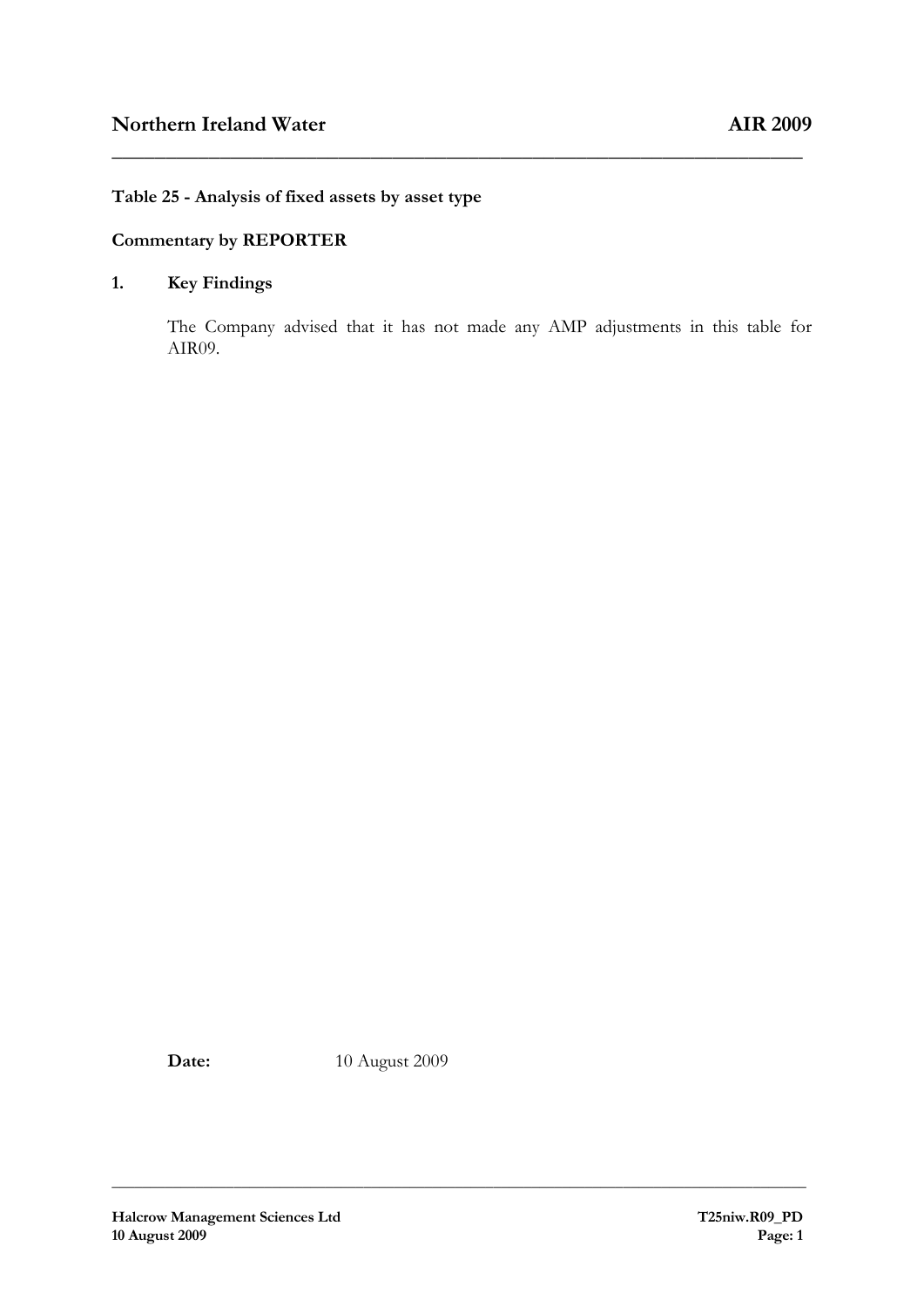**Table 25 - Analysis of fixed assets by asset type**

**Commentary by REPORTER**

## 1. Key Findings

The Company advised that it has not made any AMP adjustments in this table for AIR09.

**Date:** 10 August 2009